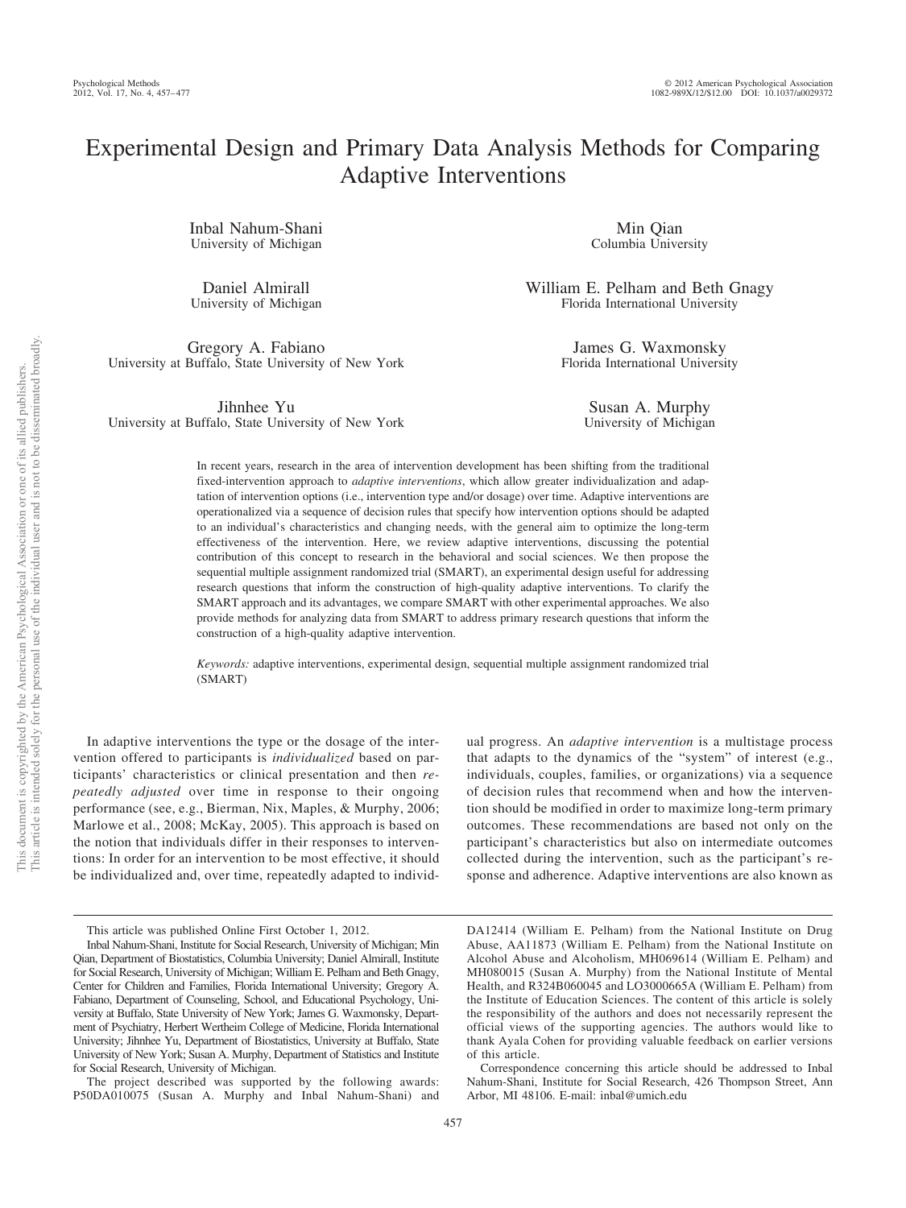# Experimental Design and Primary Data Analysis Methods for Comparing Adaptive Interventions

Inbal Nahum-Shani
University of Michigan

Min Qian
Columbia University

Daniel Almirall
University of Michigan

William E. Pelham and Beth Gnagy
Florida International University

Gregory A. Fabiano
University at Buffalo, State University of New York

James G. Waxmonsky
Florida International University

Jihnhee Yu
University at Buffalo, State University of New York

Susan A. Murphy
University of Michigan

In recent years, research in the area of intervention development has been shifting from the traditional fixed-intervention approach to *adaptive interventions*, which allow greater individualization and adaptation of intervention options (i.e., intervention type and/or dosage) over time. Adaptive interventions are operationalized via a sequence of decision rules that specify how intervention options should be adapted to an individual's characteristics and changing needs, with the general aim to optimize the long-term effectiveness of the intervention. Here, we review adaptive interventions, discussing the potential contribution of this concept to research in the behavioral and social sciences. We then propose the sequential multiple assignment randomized trial (SMART), an experimental design useful for addressing research questions that inform the construction of high-quality adaptive interventions. To clarify the SMART approach and its advantages, we compare SMART with other experimental approaches. We also provide methods for analyzing data from SMART to address primary research questions that inform the construction of a high-quality adaptive intervention.

*Keywords:* adaptive interventions, experimental design, sequential multiple assignment randomized trial (SMART)

In adaptive interventions the type or the dosage of the intervention offered to participants is *individualized* based on participants' characteristics or clinical presentation and then *repeatedly adjusted* over time in response to their ongoing performance (see, e.g., Bierman, Nix, Maples, & Murphy, 2006; Marlowe et al., 2008; McKay, 2005). This approach is based on the notion that individuals differ in their responses to interventions: In order for an intervention to be most effective, it should be individualized and, over time, repeatedly adapted to individual progress. An *adaptive intervention* is a multistage process that adapts to the dynamics of the "system" of interest (e.g., individuals, couples, families, or organizations) via a sequence of decision rules that recommend when and how the intervention should be modified in order to maximize long-term primary outcomes. These recommendations are based not only on the participant's characteristics but also on intermediate outcomes collected during the intervention, such as the participant's response and adherence. Adaptive interventions are also known as

This article was published Online First October 1, 2012.

Inbal Nahum-Shani, Institute for Social Research, University of Michigan; Min Qian, Department of Biostatistics, Columbia University; Daniel Almirall, Institute for Social Research, University of Michigan; William E. Pelham and Beth Gnagy, Center for Children and Families, Florida International University; Gregory A. Fabiano, Department of Counseling, School, and Educational Psychology, University at Buffalo, State University of New York; James G. Waxmonsky, Department of Psychiatry, Herbert Wertheim College of Medicine, Florida International University; Jihnhee Yu, Department of Biostatistics, University at Buffalo, State University of New York; Susan A. Murphy, Department of Statistics and Institute for Social Research, University of Michigan.

The project described was supported by the following awards: P50DA010075 (Susan A. Murphy and Inbal Nahum-Shani) and DA12414 (William E. Pelham) from the National Institute on Drug Abuse, AA11873 (William E. Pelham) from the National Institute on Alcohol Abuse and Alcoholism, MH069614 (William E. Pelham) and MH080015 (Susan A. Murphy) from the National Institute of Mental Health, and R324B060045 and LO3000665A (William E. Pelham) from the Institute of Education Sciences. The content of this article is solely the responsibility of the authors and does not necessarily represent the official views of the supporting agencies. The authors would like to thank Ayala Cohen for providing valuable feedback on earlier versions of this article.

Correspondence concerning this article should be addressed to Inbal Nahum-Shani, Institute for Social Research, 426 Thompson Street, Ann Arbor, MI 48106. E-mail: inbal@umich.edu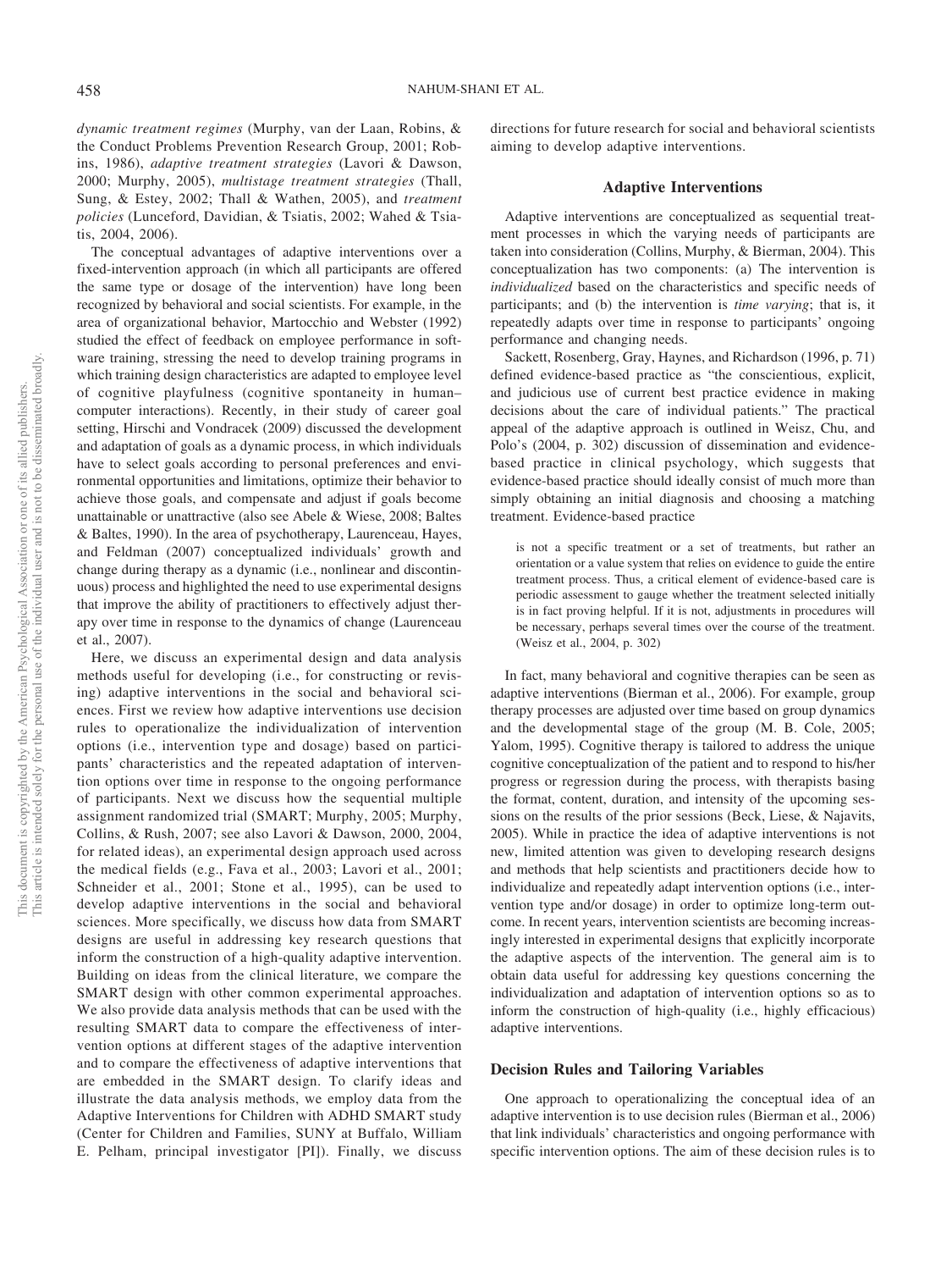*dynamic treatment regimes* (Murphy, van der Laan, Robins, & the Conduct Problems Prevention Research Group, 2001; Robins, 1986), *adaptive treatment strategies* (Lavori & Dawson, 2000; Murphy, 2005), *multistage treatment strategies* (Thall, Sung, & Estey, 2002; Thall & Wathen, 2005), and *treatment policies* (Lunceford, Davidian, & Tsiatis, 2002; Wahed & Tsiatis, 2004, 2006).

The conceptual advantages of adaptive interventions over a fixed-intervention approach (in which all participants are offered the same type or dosage of the intervention) have long been recognized by behavioral and social scientists. For example, in the area of organizational behavior, Martocchio and Webster (1992) studied the effect of feedback on employee performance in software training, stressing the need to develop training programs in which training design characteristics are adapted to employee level of cognitive playfulness (cognitive spontaneity in human–computer interactions). Recently, in their study of career goal setting, Hirschi and Vondracek (2009) discussed the development and adaptation of goals as a dynamic process, in which individuals have to select goals according to personal preferences and environmental opportunities and limitations, optimize their behavior to achieve those goals, and compensate and adjust if goals become unattainable or unattractive (also see Abele & Wiese, 2008; Baltes & Baltes, 1990). In the area of psychotherapy, Laurenceau, Hayes, and Feldman (2007) conceptualized individuals' growth and change during therapy as a dynamic (i.e., nonlinear and discontinuous) process and highlighted the need to use experimental designs that improve the ability of practitioners to effectively adjust therapy over time in response to the dynamics of change (Laurenceau et al., 2007).

Here, we discuss an experimental design and data analysis methods useful for developing (i.e., for constructing or revising) adaptive interventions in the social and behavioral sciences. First we review how adaptive interventions use decision rules to operationalize the individualization of intervention options (i.e., intervention type and dosage) based on participants' characteristics and the repeated adaptation of intervention options over time in response to the ongoing performance of participants. Next we discuss how the sequential multiple assignment randomized trial (SMART; Murphy, 2005; Murphy, Collins, & Rush, 2007; see also Lavori & Dawson, 2000, 2004, for related ideas), an experimental design approach used across the medical fields (e.g., Fava et al., 2003; Lavori et al., 2001; Schneider et al., 2001; Stone et al., 1995), can be used to develop adaptive interventions in the social and behavioral sciences. More specifically, we discuss how data from SMART designs are useful in addressing key research questions that inform the construction of a high-quality adaptive intervention. Building on ideas from the clinical literature, we compare the SMART design with other common experimental approaches. We also provide data analysis methods that can be used with the resulting SMART data to compare the effectiveness of intervention options at different stages of the adaptive intervention and to compare the effectiveness of adaptive interventions that are embedded in the SMART design. To clarify ideas and illustrate the data analysis methods, we employ data from the Adaptive Interventions for Children with ADHD SMART study (Center for Children and Families, SUNY at Buffalo, William E. Pelham, principal investigator [PI]). Finally, we discuss directions for future research for social and behavioral scientists aiming to develop adaptive interventions.

## Adaptive Interventions

Adaptive interventions are conceptualized as sequential treatment processes in which the varying needs of participants are taken into consideration (Collins, Murphy, & Bierman, 2004). This conceptualization has two components: (a) The intervention is *individualized* based on the characteristics and specific needs of participants; and (b) the intervention is *time varying*; that is, it repeatedly adapts over time in response to participants' ongoing performance and changing needs.

Sackett, Rosenberg, Gray, Haynes, and Richardson (1996, p. 71) defined evidence-based practice as "the conscientious, explicit, and judicious use of current best practice evidence in making decisions about the care of individual patients." The practical appeal of the adaptive approach is outlined in Weisz, Chu, and Polo's (2004, p. 302) discussion of dissemination and evidence-based practice in clinical psychology, which suggests that evidence-based practice should ideally consist of much more than simply obtaining an initial diagnosis and choosing a matching treatment. Evidence-based practice

> is not a specific treatment or a set of treatments, but rather an orientation or a value system that relies on evidence to guide the entire treatment process. Thus, a critical element of evidence-based care is periodic assessment to gauge whether the treatment selected initially is in fact proving helpful. If it is not, adjustments in procedures will be necessary, perhaps several times over the course of the treatment. (Weisz et al., 2004, p. 302)

In fact, many behavioral and cognitive therapies can be seen as adaptive interventions (Bierman et al., 2006). For example, group therapy processes are adjusted over time based on group dynamics and the developmental stage of the group (M. B. Cole, 2005; Yalom, 1995). Cognitive therapy is tailored to address the unique cognitive conceptualization of the patient and to respond to his/her progress or regression during the process, with therapists basing the format, content, duration, and intensity of the upcoming sessions on the results of the prior sessions (Beck, Liese, & Najavits, 2005). While in practice the idea of adaptive interventions is not new, limited attention was given to developing research designs and methods that help scientists and practitioners decide how to individualize and repeatedly adapt intervention options (i.e., intervention type and/or dosage) in order to optimize long-term outcome. In recent years, intervention scientists are becoming increasingly interested in experimental designs that explicitly incorporate the adaptive aspects of the intervention. The general aim is to obtain data useful for addressing key questions concerning the individualization and adaptation of intervention options so as to inform the construction of high-quality (i.e., highly efficacious) adaptive interventions.

### Decision Rules and Tailoring Variables

One approach to operationalizing the conceptual idea of an adaptive intervention is to use decision rules (Bierman et al., 2006) that link individuals' characteristics and ongoing performance with specific intervention options. The aim of these decision rules is to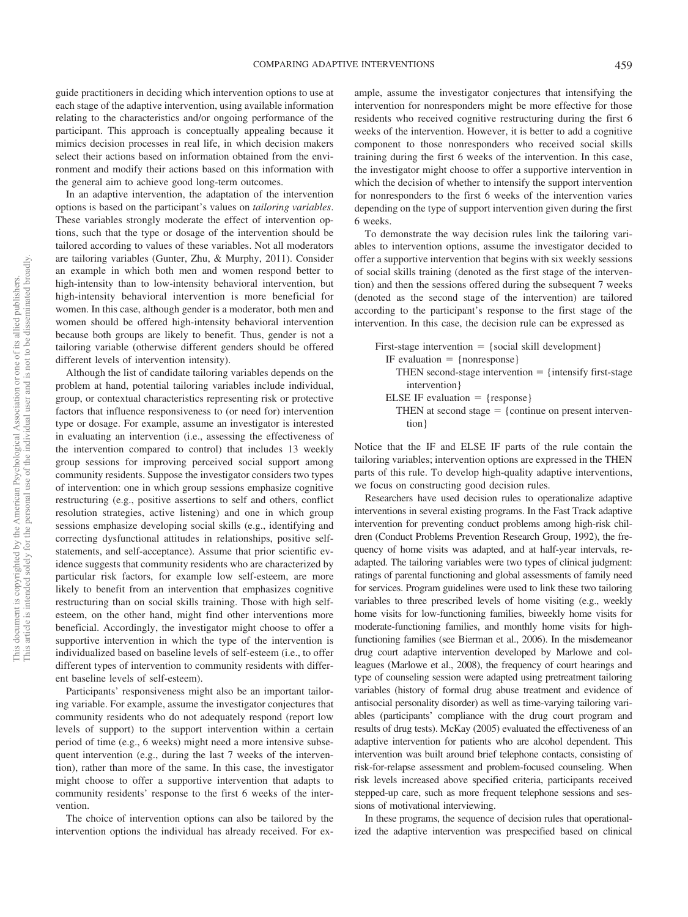guide practitioners in deciding which intervention options to use at each stage of the adaptive intervention, using available information relating to the characteristics and/or ongoing performance of the participant. This approach is conceptually appealing because it mimics decision processes in real life, in which decision makers select their actions based on information obtained from the environment and modify their actions based on this information with the general aim to achieve good long-term outcomes.

In an adaptive intervention, the adaptation of the intervention options is based on the participant's values on *tailoring variables*. These variables strongly moderate the effect of intervention options, such that the type or dosage of the intervention should be tailored according to values of these variables. Not all moderators are tailoring variables (Gunter, Zhu, & Murphy, 2011). Consider an example in which both men and women respond better to high-intensity than to low-intensity behavioral intervention, but high-intensity behavioral intervention is more beneficial for women. In this case, although gender is a moderator, both men and women should be offered high-intensity behavioral intervention because both groups are likely to benefit. Thus, gender is not a tailoring variable (otherwise different genders should be offered different levels of intervention intensity).

Although the list of candidate tailoring variables depends on the problem at hand, potential tailoring variables include individual, group, or contextual characteristics representing risk or protective factors that influence responsiveness to (or need for) intervention type or dosage. For example, assume an investigator is interested in evaluating an intervention (i.e., assessing the effectiveness of the intervention compared to control) that includes 13 weekly group sessions for improving perceived social support among community residents. Suppose the investigator considers two types of intervention: one in which group sessions emphasize cognitive restructuring (e.g., positive assertions to self and others, conflict resolution strategies, active listening) and one in which group sessions emphasize developing social skills (e.g., identifying and correcting dysfunctional attitudes in relationships, positive self-statements, and self-acceptance). Assume that prior scientific evidence suggests that community residents who are characterized by particular risk factors, for example low self-esteem, are more likely to benefit from an intervention that emphasizes cognitive restructuring than on social skills training. Those with high self-esteem, on the other hand, might find other interventions more beneficial. Accordingly, the investigator might choose to offer a supportive intervention in which the type of the intervention is individualized based on baseline levels of self-esteem (i.e., to offer different types of intervention to community residents with different baseline levels of self-esteem).

Participants' responsiveness might also be an important tailoring variable. For example, assume the investigator conjectures that community residents who do not adequately respond (report low levels of support) to the support intervention within a certain period of time (e.g., 6 weeks) might need a more intensive subsequent intervention (e.g., during the last 7 weeks of the intervention), rather than more of the same. In this case, the investigator might choose to offer a supportive intervention that adapts to community residents' response to the first 6 weeks of the intervention.

The choice of intervention options can also be tailored by the intervention options the individual has already received. For example, assume the investigator conjectures that intensifying the intervention for nonresponders might be more effective for those residents who received cognitive restructuring during the first 6 weeks of the intervention. However, it is better to add a cognitive component to those nonresponders who received social skills training during the first 6 weeks of the intervention. In this case, the investigator might choose to offer a supportive intervention in which the decision of whether to intensify the support intervention for nonresponders to the first 6 weeks of the intervention varies depending on the type of support intervention given during the first 6 weeks.

To demonstrate the way decision rules link the tailoring variables to intervention options, assume the investigator decided to offer a supportive intervention that begins with six weekly sessions of social skills training (denoted as the first stage of the intervention) and then the sessions offered during the subsequent 7 weeks (denoted as the second stage of the intervention) are tailored according to the participant's response to the first stage of the intervention. In this case, the decision rule can be expressed as

> First-stage intervention = {social skill development}
> IF evaluation = {nonresponse}
> THEN second-stage intervention = {intensify first-stage intervention}
> ELSE IF evaluation = {response}
> THEN at second stage = {continue on present intervention}

Notice that the IF and ELSE IF parts of the rule contain the tailoring variables; intervention options are expressed in the THEN parts of this rule. To develop high-quality adaptive interventions, we focus on constructing good decision rules.

Researchers have used decision rules to operationalize adaptive interventions in several existing programs. In the Fast Track adaptive intervention for preventing conduct problems among high-risk children (Conduct Problems Prevention Research Group, 1992), the frequency of home visits was adapted, and at half-year intervals, readapted. The tailoring variables were two types of clinical judgment: ratings of parental functioning and global assessments of family need for services. Program guidelines were used to link these two tailoring variables to three prescribed levels of home visiting (e.g., weekly home visits for low-functioning families, biweekly home visits for moderate-functioning families, and monthly home visits for high-functioning families (see Bierman et al., 2006). In the misdemeanor drug court adaptive intervention developed by Marlowe and colleagues (Marlowe et al., 2008), the frequency of court hearings and type of counseling session were adapted using pretreatment tailoring variables (history of formal drug abuse treatment and evidence of antisocial personality disorder) as well as time-varying tailoring variables (participants' compliance with the drug court program and results of drug tests). McKay (2005) evaluated the effectiveness of an adaptive intervention for patients who are alcohol dependent. This intervention was built around brief telephone contacts, consisting of risk-for-relapse assessment and problem-focused counseling. When risk levels increased above specified criteria, participants received stepped-up care, such as more frequent telephone sessions and sessions of motivational interviewing.

In these programs, the sequence of decision rules that operationalized the adaptive intervention was prespecified based on clinical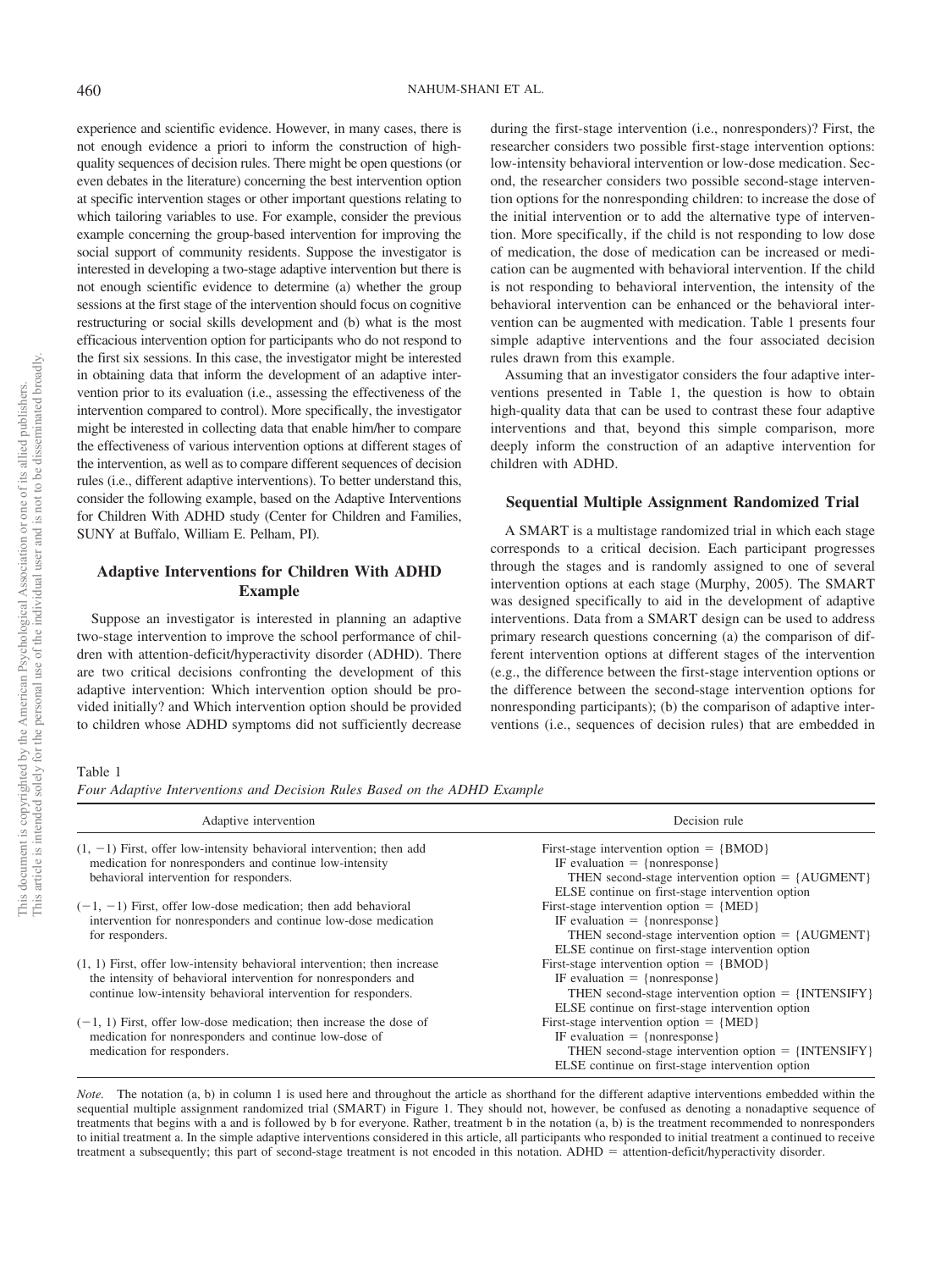experience and scientific evidence. However, in many cases, there is not enough evidence a priori to inform the construction of high-quality sequences of decision rules. There might be open questions (or even debates in the literature) concerning the best intervention option at specific intervention stages or other important questions relating to which tailoring variables to use. For example, consider the previous example concerning the group-based intervention for improving the social support of community residents. Suppose the investigator is interested in developing a two-stage adaptive intervention but there is not enough scientific evidence to determine (a) whether the group sessions at the first stage of the intervention should focus on cognitive restructuring or social skills development and (b) what is the most efficacious intervention option for participants who do not respond to the first six sessions. In this case, the investigator might be interested in obtaining data that inform the development of an adaptive intervention prior to its evaluation (i.e., assessing the effectiveness of the intervention compared to control). More specifically, the investigator might be interested in collecting data that enable him/her to compare the effectiveness of various intervention options at different stages of the intervention, as well as to compare different sequences of decision rules (i.e., different adaptive interventions). To better understand this, consider the following example, based on the Adaptive Interventions for Children With ADHD study (Center for Children and Families, SUNY at Buffalo, William E. Pelham, PI).

## Adaptive Interventions for Children With ADHD Example

Suppose an investigator is interested in planning an adaptive two-stage intervention to improve the school performance of children with attention-deficit/hyperactivity disorder (ADHD). There are two critical decisions confronting the development of this adaptive intervention: Which intervention option should be provided initially? and Which intervention option should be provided to children whose ADHD symptoms did not sufficiently decrease during the first-stage intervention (i.e., nonresponders)? First, the researcher considers two possible first-stage intervention options: low-intensity behavioral intervention or low-dose medication. Second, the researcher considers two possible second-stage intervention options for the nonresponding children: to increase the dose of the initial intervention or to add the alternative type of intervention. More specifically, if the child is not responding to low dose of medication, the dose of medication can be increased or medication can be augmented with behavioral intervention. If the child is not responding to behavioral intervention, the intensity of the behavioral intervention can be enhanced or the behavioral intervention can be augmented with medication. Table 1 presents four simple adaptive interventions and the four associated decision rules drawn from this example.

Assuming that an investigator considers the four adaptive interventions presented in Table 1, the question is how to obtain high-quality data that can be used to contrast these four adaptive interventions and that, beyond this simple comparison, more deeply inform the construction of an adaptive intervention for children with ADHD.

## Sequential Multiple Assignment Randomized Trial

A SMART is a multistage randomized trial in which each stage corresponds to a critical decision. Each participant progresses through the stages and is randomly assigned to one of several intervention options at each stage (Murphy, 2005). The SMART was designed specifically to aid in the development of adaptive interventions. Data from a SMART design can be used to address primary research questions concerning (a) the comparison of different intervention options at different stages of the intervention (e.g., the difference between the first-stage intervention options or the difference between the second-stage intervention options for nonresponding participants); (b) the comparison of adaptive interventions (i.e., sequences of decision rules) that are embedded in

Table 1
*Four Adaptive Interventions and Decision Rules Based on the ADHD Example*

| Adaptive intervention | Decision rule |
|---|---|
| (1, −1) First, offer low-intensity behavioral intervention; then add medication for nonresponders and continue low-intensity behavioral intervention for responders. | First-stage intervention option = {BMOD}<br>IF evaluation = {nonresponse}<br>THEN second-stage intervention option = {AUGMENT}<br>ELSE continue on first-stage intervention option |
| (−1, −1) First, offer low-dose medication; then add behavioral intervention for nonresponders and continue low-dose medication for responders. | First-stage intervention option = {MED}<br>IF evaluation = {nonresponse}<br>THEN second-stage intervention option = {AUGMENT}<br>ELSE continue on first-stage intervention option |
| (1, 1) First, offer low-intensity behavioral intervention; then increase the intensity of behavioral intervention for nonresponders and continue low-intensity behavioral intervention for responders. | First-stage intervention option = {BMOD}<br>IF evaluation = {nonresponse}<br>THEN second-stage intervention option = {INTENSIFY}<br>ELSE continue on first-stage intervention option |
| (−1, 1) First, offer low-dose medication; then increase the dose of medication for nonresponders and continue low-dose of medication for responders. | First-stage intervention option = {MED}<br>IF evaluation = {nonresponse}<br>THEN second-stage intervention option = {INTENSIFY}<br>ELSE continue on first-stage intervention option |

*Note.* The notation (a, b) in column 1 is used here and throughout the article as shorthand for the different adaptive interventions embedded within the sequential multiple assignment randomized trial (SMART) in Figure 1. They should not, however, be confused as denoting a nonadaptive sequence of treatments that begins with a and is followed by b for everyone. Rather, treatment b in the notation (a, b) is the treatment recommended to nonresponders to initial treatment a. In the simple adaptive interventions considered in this article, all participants who responded to initial treatment a continued to receive treatment a subsequently; this part of second-stage treatment is not encoded in this notation. ADHD = attention-deficit/hyperactivity disorder.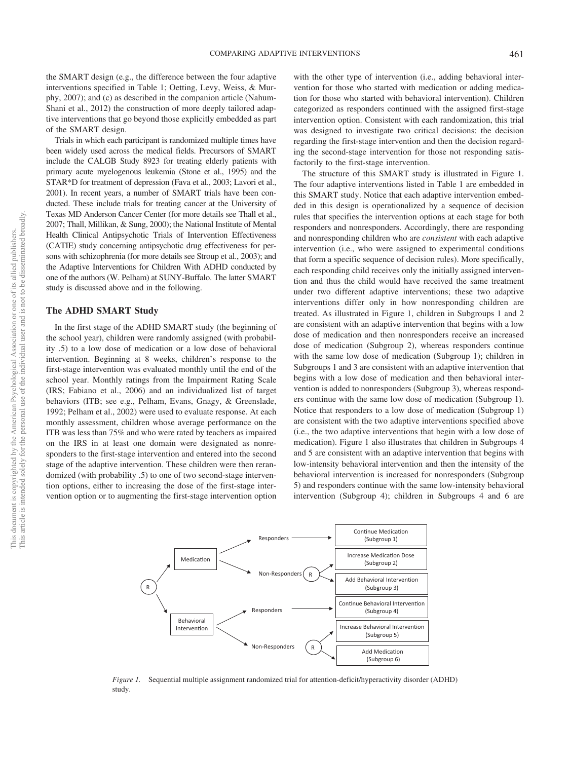the SMART design (e.g., the difference between the four adaptive interventions specified in Table 1; Oetting, Levy, Weiss, & Murphy, 2007); and (c) as described in the companion article (Nahum-Shani et al., 2012) the construction of more deeply tailored adaptive interventions that go beyond those explicitly embedded as part of the SMART design.

Trials in which each participant is randomized multiple times have been widely used across the medical fields. Precursors of SMART include the CALGB Study 8923 for treating elderly patients with primary acute myelogenous leukemia (Stone et al., 1995) and the STAR*D for treatment of depression (Fava et al., 2003; Lavori et al., 2001). In recent years, a number of SMART trials have been conducted. These include trials for treating cancer at the University of Texas MD Anderson Cancer Center (for more details see Thall et al., 2007; Thall, Millikan, & Sung, 2000); the National Institute of Mental Health Clinical Antipsychotic Trials of Intervention Effectiveness (CATIE) study concerning antipsychotic drug effectiveness for persons with schizophrenia (for more details see Stroup et al., 2003); and the Adaptive Interventions for Children With ADHD conducted by one of the authors (W. Pelham) at SUNY-Buffalo. The latter SMART study is discussed above and in the following.

## The ADHD SMART Study

In the first stage of the ADHD SMART study (the beginning of the school year), children were randomly assigned (with probability .5) to a low dose of medication or a low dose of behavioral intervention. Beginning at 8 weeks, children's response to the first-stage intervention was evaluated monthly until the end of the school year. Monthly ratings from the Impairment Rating Scale (IRS; Fabiano et al., 2006) and an individualized list of target behaviors (ITB; see e.g., Pelham, Evans, Gnagy, & Greenslade, 1992; Pelham et al., 2002) were used to evaluate response. At each monthly assessment, children whose average performance on the ITB was less than 75% and who were rated by teachers as impaired on the IRS in at least one domain were designated as nonresponders to the first-stage intervention and entered into the second stage of the adaptive intervention. These children were then rerandomized (with probability .5) to one of two second-stage intervention options, either to increasing the dose of the first-stage intervention option or to augmenting the first-stage intervention option with the other type of intervention (i.e., adding behavioral intervention for those who started with medication or adding medication for those who started with behavioral intervention). Children categorized as responders continued with the assigned first-stage intervention option. Consistent with each randomization, this trial was designed to investigate two critical decisions: the decision regarding the first-stage intervention and then the decision regarding the second-stage intervention for those not responding satisfactorily to the first-stage intervention.

The structure of this SMART study is illustrated in Figure 1. The four adaptive interventions listed in Table 1 are embedded in this SMART study. Notice that each adaptive intervention embedded in this design is operationalized by a sequence of decision rules that specifies the intervention options at each stage for both responders and nonresponders. Accordingly, there are responding and nonresponding children who are *consistent* with each adaptive intervention (i.e., who were assigned to experimental conditions that form a specific sequence of decision rules). More specifically, each responding child receives only the initially assigned intervention and thus the child would have received the same treatment under two different adaptive interventions; these two adaptive interventions differ only in how nonresponding children are treated. As illustrated in Figure 1, children in Subgroups 1 and 2 are consistent with an adaptive intervention that begins with a low dose of medication and then nonresponders receive an increased dose of medication (Subgroup 2), whereas responders continue with the same low dose of medication (Subgroup 1); children in Subgroups 1 and 3 are consistent with an adaptive intervention that begins with a low dose of medication and then behavioral intervention is added to nonresponders (Subgroup 3), whereas responders continue with the same low dose of medication (Subgroup 1). Notice that responders to a low dose of medication (Subgroup 1) are consistent with the two adaptive interventions specified above (i.e., the two adaptive interventions that begin with a low dose of medication). Figure 1 also illustrates that children in Subgroups 4 and 5 are consistent with an adaptive intervention that begins with low-intensity behavioral intervention and then the intensity of the behavioral intervention is increased for nonresponders (Subgroup 5) and responders continue with the same low-intensity behavioral intervention (Subgroup 4); children in Subgroups 4 and 6 are

*Figure 1.* Sequential multiple assignment randomized trial for attention-deficit/hyperactivity disorder (ADHD) study.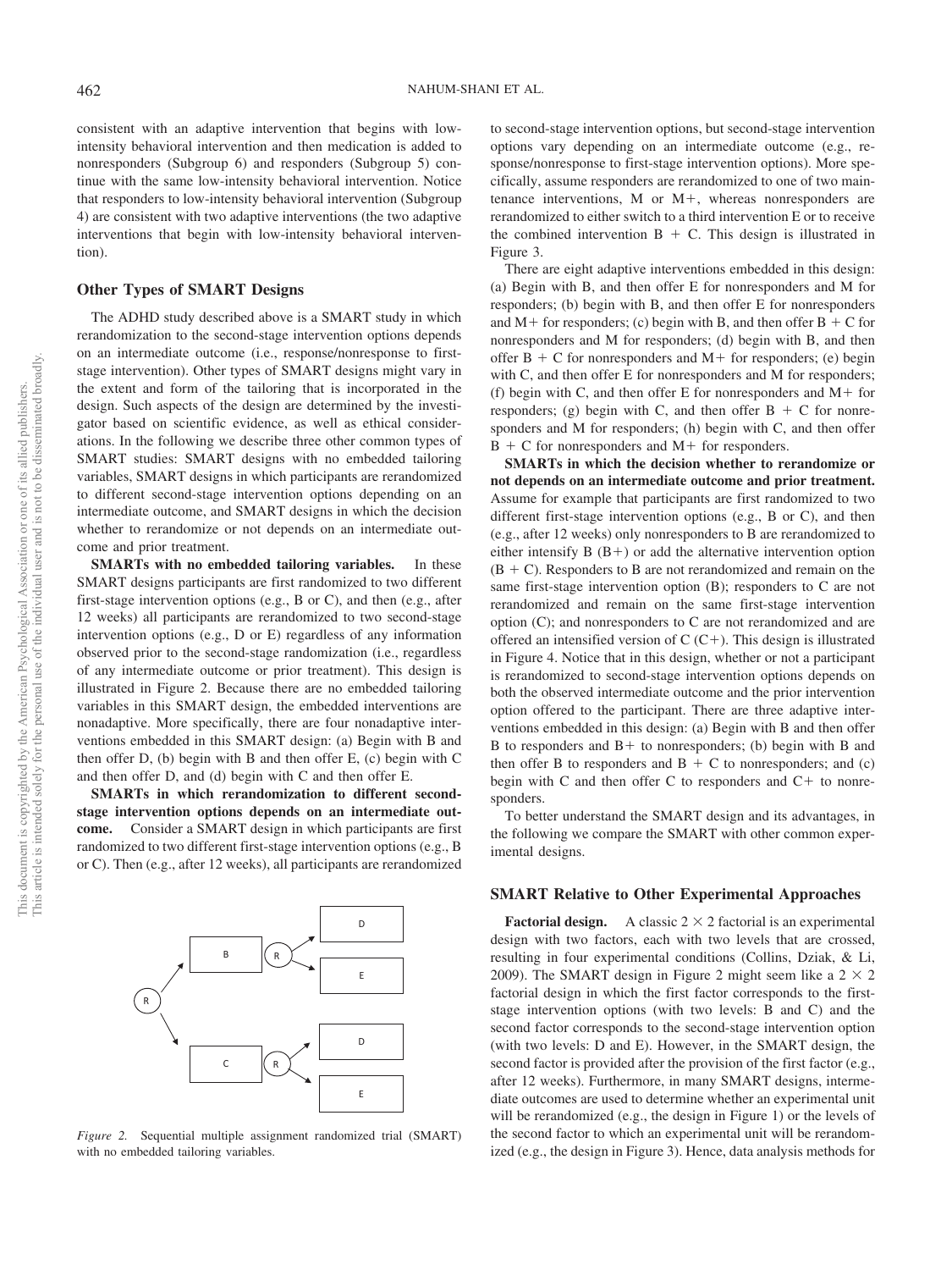consistent with an adaptive intervention that begins with low-intensity behavioral intervention and then medication is added to nonresponders (Subgroup 6) and responders (Subgroup 5) continue with the same low-intensity behavioral intervention. Notice that responders to low-intensity behavioral intervention (Subgroup 4) are consistent with two adaptive interventions (the two adaptive interventions that begin with low-intensity behavioral intervention).

## Other Types of SMART Designs

The ADHD study described above is a SMART study in which rerandomization to the second-stage intervention options depends on an intermediate outcome (i.e., response/nonresponse to first-stage intervention). Other types of SMART designs might vary in the extent and form of the tailoring that is incorporated in the design. Such aspects of the design are determined by the investigator based on scientific evidence, as well as ethical considerations. In the following we describe three other common types of SMART studies: SMART designs with no embedded tailoring variables, SMART designs in which participants are rerandomized to different second-stage intervention options depending on an intermediate outcome, and SMART designs in which the decision whether to rerandomize or not depends on an intermediate outcome and prior treatment.

**SMARTs with no embedded tailoring variables.** In these SMART designs participants are first randomized to two different first-stage intervention options (e.g., B or C), and then (e.g., after 12 weeks) all participants are rerandomized to two second-stage intervention options (e.g., D or E) regardless of any information observed prior to the second-stage randomization (i.e., regardless of any intermediate outcome or prior treatment). This design is illustrated in Figure 2. Because there are no embedded tailoring variables in this SMART design, the embedded interventions are nonadaptive. More specifically, there are four nonadaptive interventions embedded in this SMART design: (a) begin with B and then offer D, (b) begin with B and then offer E, (c) begin with C and then offer D, and (d) begin with C and then offer E.

**SMARTs in which rerandomization to different second-stage intervention options depends on an intermediate outcome.** Consider a SMART design in which participants are first randomized to two different first-stage intervention options (e.g., B or C). Then (e.g., after 12 weeks), all participants are rerandomized

R
B
R
D
E
C
R
D
E

*Figure 2.* Sequential multiple assignment randomized trial (SMART) with no embedded tailoring variables.

to second-stage intervention options, but second-stage intervention options vary depending on an intermediate outcome (e.g., response/nonresponse to first-stage intervention options). More specifically, assume responders are rerandomized to one of two maintenance interventions, M or M+, whereas nonresponders are rerandomized to either switch to a third intervention E or to receive the combined intervention B + C. This design is illustrated in Figure 3.

There are eight adaptive interventions embedded in this design: (a) Begin with B, and then offer E for nonresponders and M for responders; (b) begin with B, and then offer E for nonresponders and M+ for responders; (c) begin with B, and then offer B + C for nonresponders and M for responders; (d) begin with B, and then offer B + C for nonresponders and M+ for responders; (e) begin with C, and then offer E for nonresponders and M for responders; (f) begin with C, and then offer E for nonresponders and M+ for responders; (g) begin with C, and then offer B + C for nonresponders and M for responders; (h) begin with C, and then offer B + C for nonresponders and M+ for responders.

**SMARTs in which the decision whether to rerandomize or not depends on an intermediate outcome and prior treatment.** Assume for example that participants are first randomized to two different first-stage intervention options (e.g., B or C), and then (e.g., after 12 weeks) only nonresponders to B are rerandomized to either intensify B (B+) or add the alternative intervention option (B + C). Responders to B are not rerandomized and remain on the same first-stage intervention option (B); responders to C are not rerandomized and remain on the same first-stage intervention option (C); and nonresponders to C are not rerandomized and are offered an intensified version of C (C+). This design is illustrated in Figure 4. Notice that in this design, whether or not a participant is rerandomized to second-stage intervention options depends on both the observed intermediate outcome and the prior intervention option offered to the participant. There are three adaptive interventions embedded in this design: (a) Begin with B and then offer B to responders and B+ to nonresponders; (b) begin with B and then offer B to responders and B + C to nonresponders; and (c) begin with C and then offer C to responders and C+ to nonresponders.

To better understand the SMART design and its advantages, in the following we compare the SMART with other common experimental designs.

## SMART Relative to Other Experimental Approaches

**Factorial design.** A classic 2 × 2 factorial is an experimental design with two factors, each with two levels that are crossed, resulting in four experimental conditions (Collins, Dziak, & Li, 2009). The SMART design in Figure 2 might seem like a 2 × 2 factorial design in which the first factor corresponds to the first-stage intervention options (with two levels: B and C) and the second factor corresponds to the second-stage intervention option (with two levels: D and E). However, in the SMART design, the second factor is provided after the provision of the first factor (e.g., after 12 weeks). Furthermore, in many SMART designs, intermediate outcomes are used to determine whether an experimental unit will be rerandomized (e.g., the design in Figure 1) or the levels of the second factor to which an experimental unit will be rerandomized (e.g., the design in Figure 3). Hence, data analysis methods for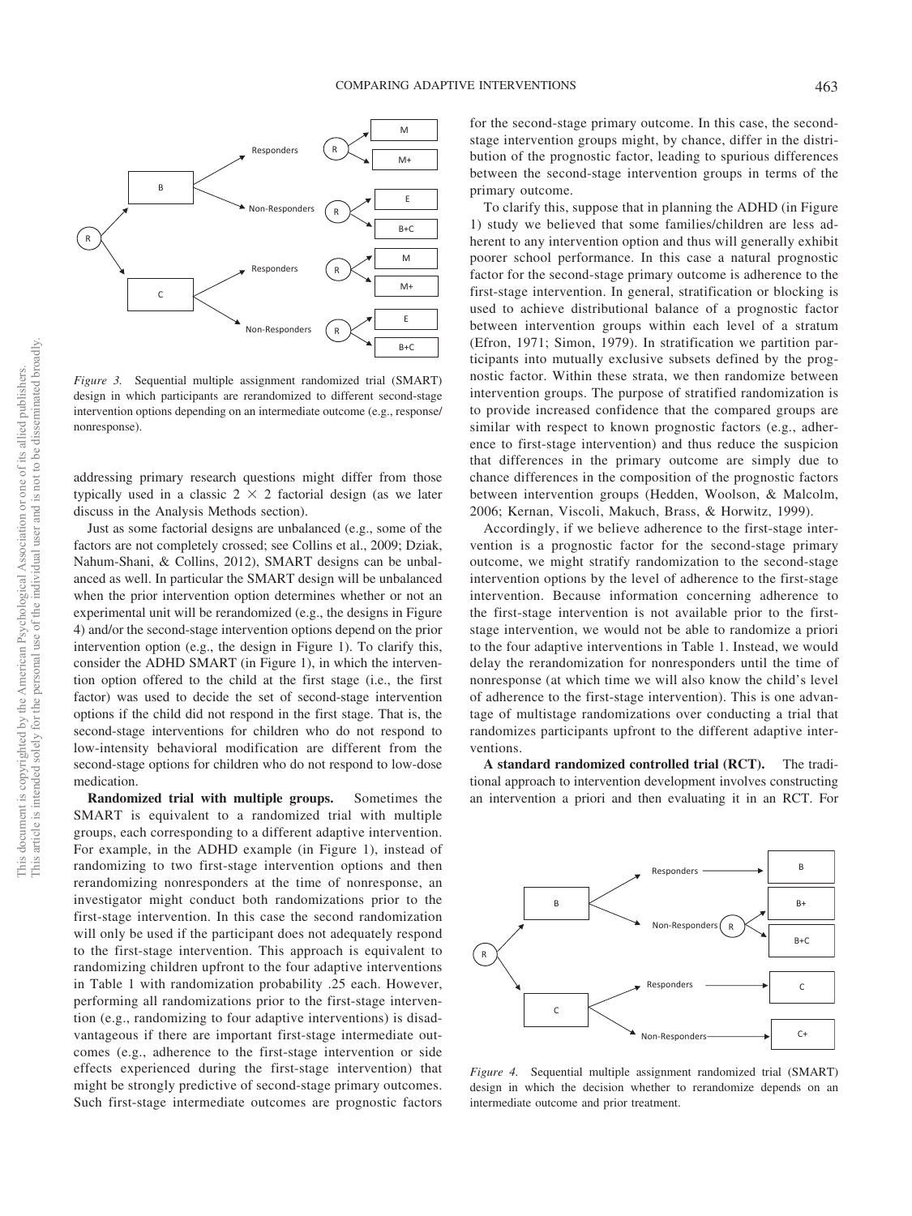*Figure 3.* Sequential multiple assignment randomized trial (SMART) design in which participants are rerandomized to different second-stage intervention options depending on an intermediate outcome (e.g., response/nonresponse).

addressing primary research questions might differ from those typically used in a classic $2 \times 2$ factorial design (as we later discuss in the Analysis Methods section).

Just as some factorial designs are unbalanced (e.g., some of the factors are not completely crossed; see Collins et al., 2009; Dziak, Nahum-Shani, & Collins, 2012), SMART designs can be unbalanced as well. In particular the SMART design will be unbalanced when the prior intervention option determines whether or not an experimental unit will be rerandomized (e.g., the designs in Figure 4) and/or the second-stage intervention options depend on the prior intervention option (e.g., the design in Figure 1). To clarify this, consider the ADHD SMART (in Figure 1), in which the intervention option offered to the child at the first stage (i.e., the first factor) was used to decide the set of second-stage intervention options if the child did not respond in the first stage. That is, the second-stage interventions for children who do not respond to low-intensity behavioral modification are different from the second-stage options for children who do not respond to low-dose medication.

**Randomized trial with multiple groups.** Sometimes the SMART is equivalent to a randomized trial with multiple groups, each corresponding to a different adaptive intervention. For example, in the ADHD example (in Figure 1), instead of randomizing to two first-stage intervention options and then rerandomizing nonresponders at the time of nonresponse, an investigator might conduct both randomizations prior to the first-stage intervention. In this case the second randomization will only be used if the participant does not adequately respond to the first-stage intervention. This approach is equivalent to randomizing children upfront to the four adaptive interventions in Table 1 with randomization probability .25 each. However, performing all randomizations prior to the first-stage intervention (e.g., randomizing to four adaptive interventions) is disadvantageous if there are important first-stage intermediate outcomes (e.g., adherence to the first-stage intervention or side effects experienced during the first-stage intervention) that might be strongly predictive of second-stage primary outcomes. Such first-stage intermediate outcomes are prognostic factors for the second-stage primary outcome. In this case, the second-stage intervention groups might, by chance, differ in the distribution of the prognostic factor, leading to spurious differences between the second-stage intervention groups in terms of the primary outcome.

To clarify this, suppose that in planning the ADHD (in Figure 1) study we believed that some families/children are less adherent to any intervention option and thus will generally exhibit poorer school performance. In this case a natural prognostic factor for the second-stage primary outcome is adherence to the first-stage intervention. In general, stratification or blocking is used to achieve distributional balance of a prognostic factor between intervention groups within each level of a stratum (Efron, 1971; Simon, 1979). In stratification we partition participants into mutually exclusive subsets defined by the prognostic factor. Within these strata, we then randomize between intervention groups. The purpose of stratified randomization is to provide increased confidence that the compared groups are similar with respect to known prognostic factors (e.g., adherence to first-stage intervention) and thus reduce the suspicion that differences in the primary outcome are simply due to chance differences in the composition of the prognostic factors between intervention groups (Hedden, Woolson, & Malcolm, 2006; Kernan, Viscoli, Makuch, Brass, & Horwitz, 1999).

Accordingly, if we believe adherence to the first-stage intervention is a prognostic factor for the second-stage primary outcome, we might stratify randomization to the second-stage intervention options by the level of adherence to the first-stage intervention. Because information concerning adherence to the first-stage intervention is not available prior to the first-stage intervention, we would not be able to randomize a priori to the four adaptive interventions in Table 1. Instead, we would delay the rerandomization for nonresponders until the time of nonresponse (at which time we will also know the child's level of adherence to the first-stage intervention). This is one advantage of multistage randomizations over conducting a trial that randomizes participants upfront to the different adaptive interventions.

**A standard randomized controlled trial (RCT).** The traditional approach to intervention development involves constructing an intervention a priori and then evaluating it in an RCT. For

*Figure 4.* Sequential multiple assignment randomized trial (SMART) design in which the decision whether to rerandomize depends on an intermediate outcome and prior treatment.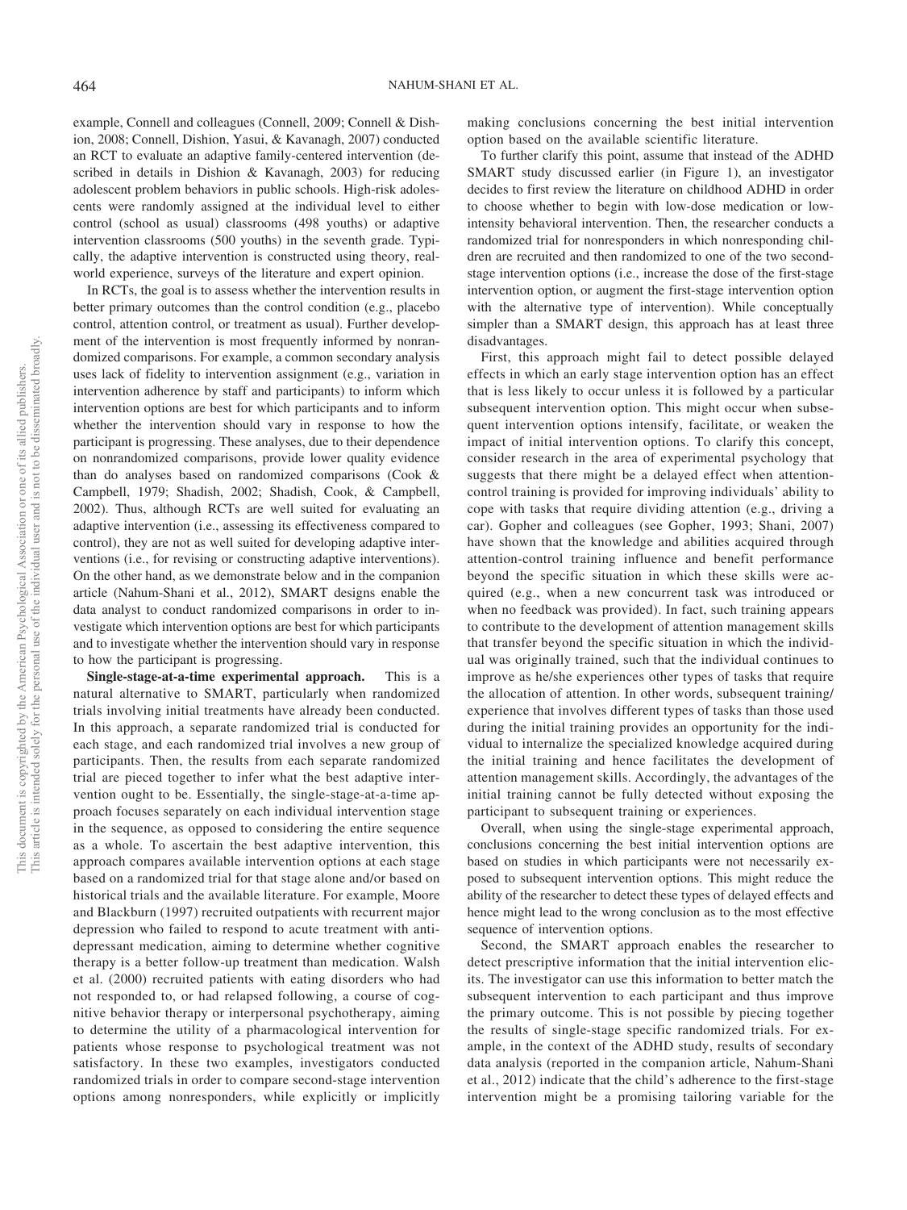example, Connell and colleagues (Connell, 2009; Connell & Dishion, 2008; Connell, Dishion, Yasui, & Kavanagh, 2007) conducted an RCT to evaluate an adaptive family-centered intervention (described in details in Dishion & Kavanagh, 2003) for reducing adolescent problem behaviors in public schools. High-risk adolescents were randomly assigned at the individual level to either control (school as usual) classrooms (498 youths) or adaptive intervention classrooms (500 youths) in the seventh grade. Typically, the adaptive intervention is constructed using theory, real-world experience, surveys of the literature and expert opinion.

In RCTs, the goal is to assess whether the intervention results in better primary outcomes than the control condition (e.g., placebo control, attention control, or treatment as usual). Further development of the intervention is most frequently informed by nonrandomized comparisons. For example, a common secondary analysis uses lack of fidelity to intervention assignment (e.g., variation in intervention adherence by staff and participants) to inform which intervention options are best for which participants and to inform whether the intervention should vary in response to how the participant is progressing. These analyses, due to their dependence on nonrandomized comparisons, provide lower quality evidence than do analyses based on randomized comparisons (Cook & Campbell, 1979; Shadish, 2002; Shadish, Cook, & Campbell, 2002). Thus, although RCTs are well suited for evaluating an adaptive intervention (i.e., assessing its effectiveness compared to control), they are not as well suited for developing adaptive interventions (i.e., for revising or constructing adaptive interventions). On the other hand, as we demonstrate below and in the companion article (Nahum-Shani et al., 2012), SMART designs enable the data analyst to conduct randomized comparisons in order to investigate which intervention options are best for which participants and to investigate whether the intervention should vary in response to how the participant is progressing.

**Single-stage-at-a-time experimental approach.** This is a natural alternative to SMART, particularly when randomized trials involving initial treatments have already been conducted. In this approach, a separate randomized trial is conducted for each stage, and each randomized trial involves a new group of participants. Then, the results from each separate randomized trial are pieced together to infer what the best adaptive intervention ought to be. Essentially, the single-stage-at-a-time approach focuses separately on each individual intervention stage in the sequence, as opposed to considering the entire sequence as a whole. To ascertain the best adaptive intervention, this approach compares available intervention options at each stage based on a randomized trial for that stage alone and/or based on historical trials and the available literature. For example, Moore and Blackburn (1997) recruited outpatients with recurrent major depression who failed to respond to acute treatment with antidepressant medication, aiming to determine whether cognitive therapy is a better follow-up treatment than medication. Walsh et al. (2000) recruited patients with eating disorders who had not responded to, or had relapsed following, a course of cognitive behavior therapy or interpersonal psychotherapy, aiming to determine the utility of a pharmacological intervention for patients whose response to psychological treatment was not satisfactory. In these two examples, investigators conducted randomized trials in order to compare second-stage intervention options among nonresponders, while explicitly or implicitly making conclusions concerning the best initial intervention option based on the available scientific literature.

To further clarify this point, assume that instead of the ADHD SMART study discussed earlier (in Figure 1), an investigator decides to first review the literature on childhood ADHD in order to choose whether to begin with low-dose medication or low-intensity behavioral intervention. Then, the researcher conducts a randomized trial for nonresponders in which nonresponding children are recruited and then randomized to one of the two second-stage intervention options (i.e., increase the dose of the first-stage intervention option, or augment the first-stage intervention option with the alternative type of intervention). While conceptually simpler than a SMART design, this approach has at least three disadvantages.

First, this approach might fail to detect possible delayed effects in which an early stage intervention option has an effect that is less likely to occur unless it is followed by a particular subsequent intervention option. This might occur when subsequent intervention options intensify, facilitate, or weaken the impact of initial intervention options. To clarify this concept, consider research in the area of experimental psychology that suggests that there might be a delayed effect when attention-control training is provided for improving individuals' ability to cope with tasks that require dividing attention (e.g., driving a car). Gopher and colleagues (see Gopher, 1993; Shani, 2007) have shown that the knowledge and abilities acquired through attention-control training influence and benefit performance beyond the specific situation in which these skills were acquired (e.g., when a new concurrent task was introduced or when no feedback was provided). In fact, such training appears to contribute to the development of attention management skills that transfer beyond the specific situation in which the individual was originally trained, such that the individual continues to improve as he/she experiences other types of tasks that require the allocation of attention. In other words, subsequent training/experience that involves different types of tasks than those used during the initial training provides an opportunity for the individual to internalize the specialized knowledge acquired during the initial training and hence facilitates the development of attention management skills. Accordingly, the advantages of the initial training cannot be fully detected without exposing the participant to subsequent training or experiences.

Overall, when using the single-stage experimental approach, conclusions concerning the best initial intervention options are based on studies in which participants were not necessarily exposed to subsequent intervention options. This might reduce the ability of the researcher to detect these types of delayed effects and hence might lead to the wrong conclusion as to the most effective sequence of intervention options.

Second, the SMART approach enables the researcher to detect prescriptive information that the initial intervention elicits. The investigator can use this information to better match the subsequent intervention to each participant and thus improve the primary outcome. This is not possible by piecing together the results of single-stage specific randomized trials. For example, in the context of the ADHD study, results of secondary data analysis (reported in the companion article, Nahum-Shani et al., 2012) indicate that the child's adherence to the first-stage intervention might be a promising tailoring variable for the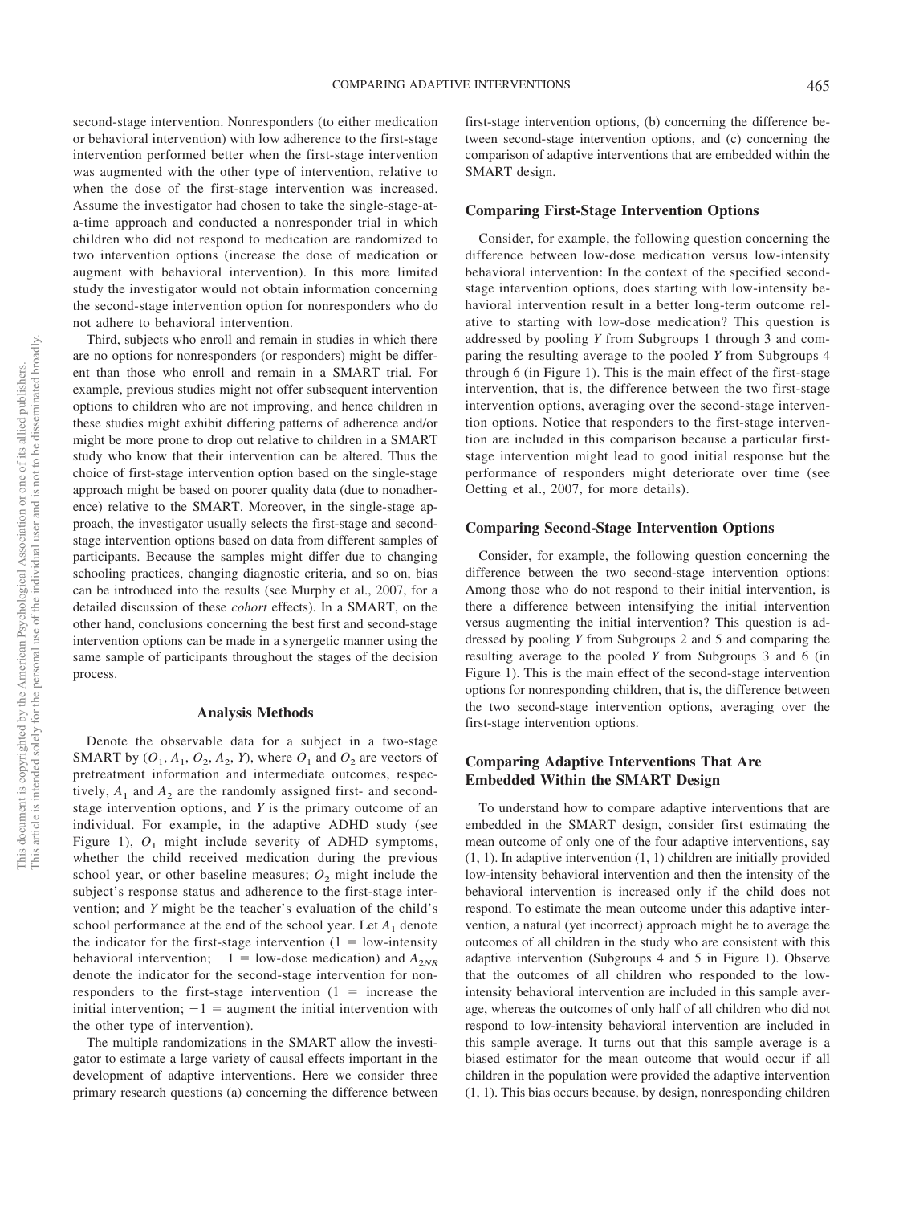second-stage intervention. Nonresponders (to either medication or behavioral intervention) with low adherence to the first-stage intervention performed better when the first-stage intervention was augmented with the other type of intervention, relative to when the dose of the first-stage intervention was increased. Assume the investigator had chosen to take the single-stage-at-a-time approach and conducted a nonresponder trial in which children who did not respond to medication are randomized to two intervention options (increase the dose of medication or augment with behavioral intervention). In this more limited study the investigator would not obtain information concerning the second-stage intervention option for nonresponders who do not adhere to behavioral intervention.

Third, subjects who enroll and remain in studies in which there are no options for nonresponders (or responders) might be different than those who enroll and remain in a SMART trial. For example, previous studies might not offer subsequent intervention options to children who are not improving, and hence children in these studies might exhibit differing patterns of adherence and/or might be more prone to drop out relative to children in a SMART study who know that their intervention can be altered. Thus the choice of first-stage intervention option based on the single-stage approach might be based on poorer quality data (due to nonadherence) relative to the SMART. Moreover, in the single-stage approach, the investigator usually selects the first-stage and second-stage intervention options based on data from different samples of participants. Because the samples might differ due to changing schooling practices, changing diagnostic criteria, and so on, bias can be introduced into the results (see Murphy et al., 2007, for a detailed discussion of these *cohort* effects). In a SMART, on the other hand, conclusions concerning the best first and second-stage intervention options can be made in a synergetic manner using the same sample of participants throughout the stages of the decision process.

## Analysis Methods

Denote the observable data for a subject in a two-stage SMART by $(O_1, A_1, O_2, A_2, Y)$, where $O_1$ and $O_2$ are vectors of pretreatment information and intermediate outcomes, respectively, $A_1$ and $A_2$ are the randomly assigned first- and second-stage intervention options, and $Y$ is the primary outcome of an individual. For example, in the adaptive ADHD study (see Figure 1), $O_1$ might include severity of ADHD symptoms, whether the child received medication during the previous school year, or other baseline measures; $O_2$ might include the subject's response status and adherence to the first-stage intervention; and $Y$ might be the teacher's evaluation of the child's school performance at the end of the school year. Let $A_1$ denote the indicator for the first-stage intervention ($1$ = low-intensity behavioral intervention; $-1$ = low-dose medication) and $A_{2NR}$ denote the indicator for the second-stage intervention for nonresponders to the first-stage intervention ($1$ = increase the initial intervention; $-1$ = augment the initial intervention with the other type of intervention).

The multiple randomizations in the SMART allow the investigator to estimate a large variety of causal effects important in the development of adaptive interventions. Here we consider three primary research questions (a) concerning the difference between first-stage intervention options, (b) concerning the difference between second-stage intervention options, and (c) concerning the comparison of adaptive interventions that are embedded within the SMART design.

### Comparing First-Stage Intervention Options

Consider, for example, the following question concerning the difference between low-dose medication versus low-intensity behavioral intervention: In the context of the specified second-stage intervention options, does starting with low-intensity behavioral intervention result in a better long-term outcome relative to starting with low-dose medication? This question is addressed by pooling $Y$ from Subgroups 1 through 3 and comparing the resulting average to the pooled $Y$ from Subgroups 4 through 6 (in Figure 1). This is the main effect of the first-stage intervention, that is, the difference between the two first-stage intervention options, averaging over the second-stage intervention options. Notice that responders to the first-stage intervention are included in this comparison because a particular first-stage intervention might lead to good initial response but the performance of responders might deteriorate over time (see Oetting et al., 2007, for more details).

### Comparing Second-Stage Intervention Options

Consider, for example, the following question concerning the difference between the two second-stage intervention options: Among those who do not respond to their initial intervention, is there a difference between intensifying the initial intervention versus augmenting the initial intervention? This question is addressed by pooling $Y$ from Subgroups 2 and 5 and comparing the resulting average to the pooled $Y$ from Subgroups 3 and 6 (in Figure 1). This is the main effect of the second-stage intervention options for nonresponding children, that is, the difference between the two second-stage intervention options, averaging over the first-stage intervention options.

### Comparing Adaptive Interventions That Are Embedded Within the SMART Design

To understand how to compare adaptive interventions that are embedded in the SMART design, consider first estimating the mean outcome of only one of the four adaptive interventions, say (1, 1). In adaptive intervention (1, 1) children are initially provided low-intensity behavioral intervention and then the intensity of the behavioral intervention is increased only if the child does not respond. To estimate the mean outcome under this adaptive intervention, a natural (yet incorrect) approach might be to average the outcomes of all children in the study who are consistent with this adaptive intervention (Subgroups 4 and 5 in Figure 1). Observe that the outcomes of all children who responded to the low-intensity behavioral intervention are included in this sample average, whereas the outcomes of only half of all children who did not respond to low-intensity behavioral intervention are included in this sample average. It turns out that this sample average is a biased estimator for the mean outcome that would occur if all children in the population were provided the adaptive intervention (1, 1). This bias occurs because, by design, nonresponding children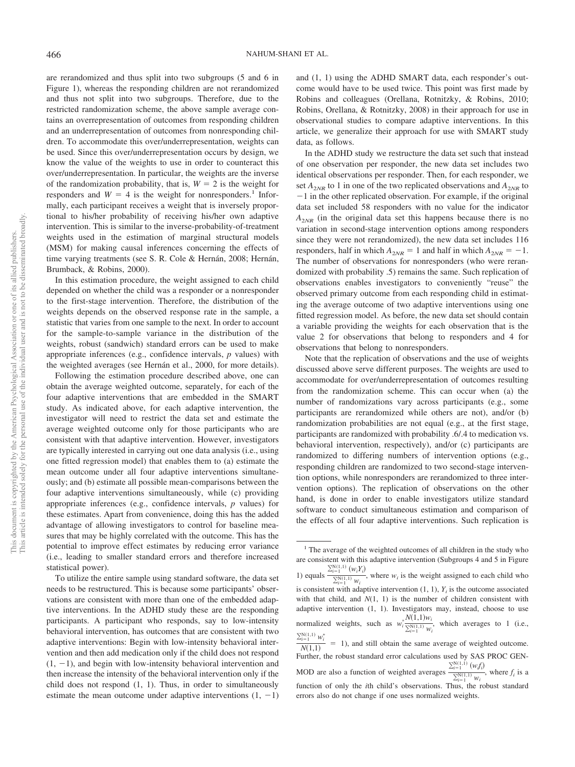are rerandomized and thus split into two subgroups (5 and 6 in Figure 1), whereas the responding children are not rerandomized and thus not split into two subgroups. Therefore, due to the restricted randomization scheme, the above sample average contains an overrepresentation of outcomes from responding children and an underrepresentation of outcomes from nonresponding children. To accommodate this over/underrepresentation, weights can be used. Since this over/underrepresentation occurs by design, we know the value of the weights to use in order to counteract this over/underrepresentation. In particular, the weights are the inverse of the randomization probability, that is, $W = 2$ is the weight for responders and $W = 4$ is the weight for nonresponders.[1] Informally, each participant receives a weight that is inversely proportional to his/her probability of receiving his/her own adaptive intervention. This is similar to the inverse-probability-of-treatment weights used in the estimation of marginal structural models (MSM) for making causal inferences concerning the effects of time varying treatments (see S. R. Cole & Hernán, 2008; Hernán, Brumback, & Robins, 2000).

In this estimation procedure, the weight assigned to each child depended on whether the child was a responder or a nonresponder to the first-stage intervention. Therefore, the distribution of the weights depends on the observed response rate in the sample, a statistic that varies from one sample to the next. In order to account for the sample-to-sample variance in the distribution of the weights, robust (sandwich) standard errors can be used to make appropriate inferences (e.g., confidence intervals, $p$ values) with the weighted averages (see Hernán et al., 2000, for more details).

Following the estimation procedure described above, one can obtain the average weighted outcome, separately, for each of the four adaptive interventions that are embedded in the SMART study. As indicated above, for each adaptive intervention, the investigator will need to restrict the data set and estimate the average weighted outcome only for those participants who are consistent with that adaptive intervention. However, investigators are typically interested in carrying out one data analysis (i.e., using one fitted regression model) that enables them to (a) estimate the mean outcome under all four adaptive interventions simultaneously; and (b) estimate all possible mean-comparisons between the four adaptive interventions simultaneously, while (c) providing appropriate inferences (e.g., confidence intervals, $p$ values) for these estimates. Apart from convenience, doing this has the added advantage of allowing investigators to control for baseline measures that may be highly correlated with the outcome. This has the potential to improve effect estimates by reducing error variance (i.e., leading to smaller standard errors and therefore increased statistical power).

To utilize the entire sample using standard software, the data set needs to be restructured. This is because some participants' observations are consistent with more than one of the embedded adaptive interventions. In the ADHD study these are the responding participants. A participant who responds, say to low-intensity behavioral intervention, has outcomes that are consistent with two adaptive interventions: Begin with low-intensity behavioral intervention and then add medication only if the child does not respond $(1, -1)$, and begin with low-intensity behavioral intervention and then increase the intensity of the behavioral intervention only if the child does not respond $(1, 1)$. Thus, in order to simultaneously estimate the mean outcome under adaptive interventions $(1, -1)$ and $(1, 1)$ using the ADHD SMART data, each responder's outcome would have to be used twice. This point was first made by Robins and colleagues (Orellana, Rotnitzky, & Robins, 2010; Robins, Orellana, & Rotnitzky, 2008) in their approach for use in observational studies to compare adaptive interventions. In this article, we generalize their approach for use with SMART study data, as follows.

In the ADHD study we restructure the data set such that instead of one observation per responder, the new data set includes two identical observations per responder. Then, for each responder, we set $A_{2NR}$ to 1 in one of the two replicated observations and $A_{2NR}$ to $-1$ in the other replicated observation. For example, if the original data set included 58 responders with no value for the indicator $A_{2NR}$ (in the original data set this happens because there is no variation in second-stage intervention options among responders since they were not rerandomized), the new data set includes 116 responders, half in which $A_{2NR} = 1$ and half in which $A_{2NR} = -1$. The number of observations for nonresponders (who were rerandomized with probability .5) remains the same. Such replication of observations enables investigators to conveniently "reuse" the observed primary outcome from each responding child in estimating the average outcome of two adaptive interventions using one fitted regression model. As before, the new data set should contain a variable providing the weights for each observation that is the value 2 for observations that belong to responders and 4 for observations that belong to nonresponders.

Note that the replication of observations and the use of weights discussed above serve different purposes. The weights are used to accommodate for over/underrepresentation of outcomes resulting from the randomization scheme. This can occur when (a) the number of randomizations vary across participants (e.g., some participants are rerandomized while others are not), and/or (b) randomization probabilities are not equal (e.g., at the first stage, participants are randomized with probability .6/.4 to medication vs. behavioral intervention, respectively), and/or (c) participants are randomized to differing numbers of intervention options (e.g., responding children are randomized to two second-stage intervention options, while nonresponders are rerandomized to three intervention options). The replication of observations on the other hand, is done in order to enable investigators utilize standard software to conduct simultaneous estimation and comparison of the effects of all four adaptive interventions. Such replication is

---

[1] The average of the weighted outcomes of all children in the study who are consistent with this adaptive intervention (Subgroups 4 and 5 in Figure 1) equals $\frac{\sum_{i=1}^{N(1,1)} (w_i Y_i)}{\sum_{i=1}^{N(1,1)} w_i}$, where $w_i$ is the weight assigned to each child who is consistent with adaptive intervention (1, 1), $Y_i$ is the outcome associated with that child, and $N(1, 1)$ is the number of children consistent with adaptive intervention (1, 1). Investigators may, instead, choose to use normalized weights, such as $w_i^* \frac{N(1,1) w_i}{\sum_{i=1}^{N(1,1)} w_i}$, which averages to 1 (i.e., $\frac{\sum_{i=1}^{N(1,1)} w_i^*}{N(1,1)} = 1$), and still obtain the same average of weighted outcome. Further, the robust standard error calculations used by SAS PROC GENMOD are also a function of weighted averages $\frac{\sum_{i=1}^{N(1,1)} (w_i f_i)}{\sum_{i=1}^{N(1,1)} w_i}$, where $f_i$ is a function of only the $i$th child's observations. Thus, the robust standard errors also do not change if one uses normalized weights.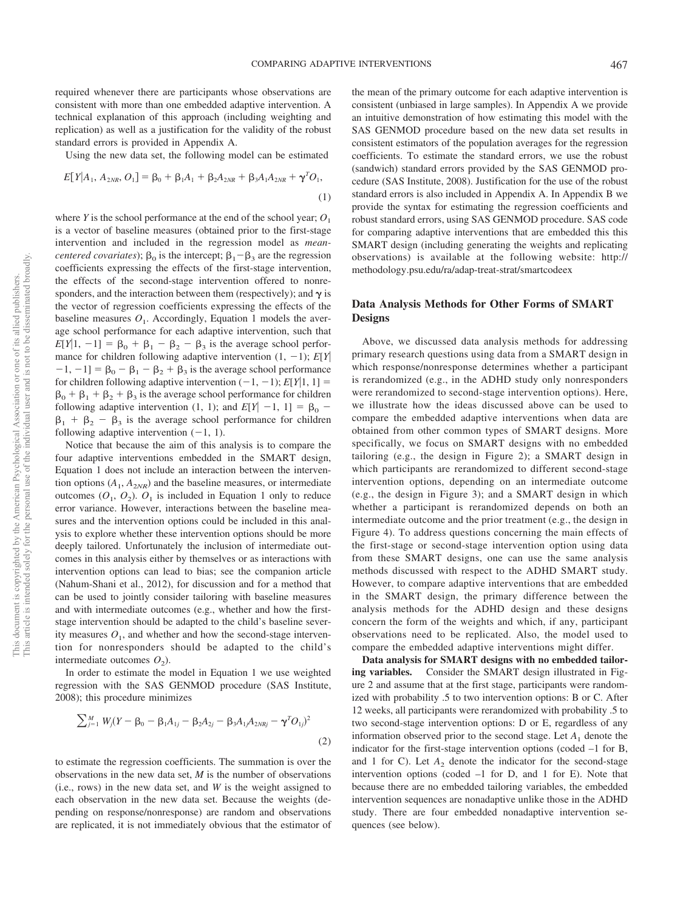required whenever there are participants whose observations are consistent with more than one embedded adaptive intervention. A technical explanation of this approach (including weighting and replication) as well as a justification for the validity of the robust standard errors is provided in Appendix A.

Using the new data set, the following model can be estimated

$$E[Y|A_1, A_{2NR}, O_1] = \beta_0 + \beta_1 A_1 + \beta_2 A_{2NR} + \beta_3 A_1 A_{2NR} + \gamma^T O_1, \quad (1)$$

where $Y$ is the school performance at the end of the school year; $O_1$ is a vector of baseline measures (obtained prior to the first-stage intervention and included in the regression model as *mean-centered covariates*); $\beta_0$ is the intercept; $\beta_1 - \beta_3$ are the regression coefficients expressing the effects of the first-stage intervention, the effects of the second-stage intervention offered to nonresponders, and the interaction between them (respectively); and $\gamma$ is the vector of regression coefficients expressing the effects of the baseline measures $O_1$. Accordingly, Equation 1 models the average school performance for each adaptive intervention, such that $E[Y|1, -1] = \beta_0 + \beta_1 - \beta_2 - \beta_3$ is the average school performance for children following adaptive intervention $(1, -1)$; $E[Y|-1, -1] = \beta_0 - \beta_1 - \beta_2 + \beta_3$ is the average school performance for children following adaptive intervention $(-1, -1)$; $E[Y|1, 1] = \beta_0 + \beta_1 + \beta_2 + \beta_3$ is the average school performance for children following adaptive intervention $(1, 1)$; and $E[Y|-1, 1] = \beta_0 - \beta_1 + \beta_2 - \beta_3$ is the average school performance for children following adaptive intervention $(-1, 1)$.

Notice that because the aim of this analysis is to compare the four adaptive interventions embedded in the SMART design, Equation 1 does not include an interaction between the intervention options $(A_1, A_{2NR})$ and the baseline measures, or intermediate outcomes $(O_1, O_2)$. $O_1$ is included in Equation 1 only to reduce error variance. However, interactions between the baseline measures and the intervention options could be included in this analysis to explore whether these intervention options should be more deeply tailored. Unfortunately the inclusion of intermediate outcomes in this analysis either by themselves or as interactions with intervention options can lead to bias; see the companion article (Nahum-Shani et al., 2012), for discussion and for a method that can be used to jointly consider tailoring with baseline measures and with intermediate outcomes (e.g., whether and how the first-stage intervention should be adapted to the child's baseline severity measures $O_1$, and whether and how the second-stage intervention for nonresponders should be adapted to the child's intermediate outcomes $O_2$).

In order to estimate the model in Equation 1 we use weighted regression with the SAS GENMOD procedure (SAS Institute, 2008); this procedure minimizes

$$\sum_{j=1}^{M} W_j(Y - \beta_0 - \beta_1 A_{1j} - \beta_2 A_{2j} - \beta_3 A_{1j} A_{2NRj} - \gamma^T O_{1j})^2 \quad (2)$$

to estimate the regression coefficients. The summation is over the observations in the new data set, $M$ is the number of observations (i.e., rows) in the new data set, and $W$ is the weight assigned to each observation in the new data set. Because the weights (depending on response/nonresponse) are random and observations are replicated, it is not immediately obvious that the estimator of the mean of the primary outcome for each adaptive intervention is consistent (unbiased in large samples). In Appendix A we provide an intuitive demonstration of how estimating this model with the SAS GENMOD procedure based on the new data set results in consistent estimators of the population averages for the regression coefficients. To estimate the standard errors, we use the robust (sandwich) standard errors provided by the SAS GENMOD procedure (SAS Institute, 2008). Justification for the use of the robust standard errors is also included in Appendix A. In Appendix B we provide the syntax for estimating the regression coefficients and robust standard errors, using SAS GENMOD procedure. SAS code for comparing adaptive interventions that are embedded this this SMART design (including generating the weights and replicating observations) is available at the following website: http://methodology.psu.edu/ra/adap-treat-strat/smartcodeex

## Data Analysis Methods for Other Forms of SMART Designs

Above, we discussed data analysis methods for addressing primary research questions using data from a SMART design in which response/nonresponse determines whether a participant is rerandomized (e.g., in the ADHD study only nonresponders were rerandomized to second-stage intervention options). Here, we illustrate how the ideas discussed above can be used to compare the embedded adaptive interventions when data are obtained from other common types of SMART designs. More specifically, we focus on SMART designs with no embedded tailoring (e.g., the design in Figure 2); a SMART design in which participants are rerandomized to different second-stage intervention options, depending on an intermediate outcome (e.g., the design in Figure 3); and a SMART design in which whether a participant is rerandomized depends on both an intermediate outcome and the prior treatment (e.g., the design in Figure 4). To address questions concerning the main effects of the first-stage or second-stage intervention option using data from these SMART designs, one can use the same analysis methods discussed with respect to the ADHD SMART study. However, to compare adaptive interventions that are embedded in the SMART design, the primary difference between the analysis methods for the ADHD design and these designs concern the form of the weights and which, if any, participant observations need to be replicated. Also, the model used to compare the embedded adaptive interventions might differ.

**Data analysis for SMART designs with no embedded tailoring variables.** Consider the SMART design illustrated in Figure 2 and assume that at the first stage, participants were randomized with probability .5 to two intervention options: B or C. After 12 weeks, all participants were rerandomized with probability .5 to two second-stage intervention options: D or E, regardless of any information observed prior to the second stage. Let $A_1$ denote the indicator for the first-stage intervention options (coded –1 for B, and 1 for C). Let $A_2$ denote the indicator for the second-stage intervention options (coded –1 for D, and 1 for E). Note that because there are no embedded tailoring variables, the embedded intervention sequences are nonadaptive unlike those in the ADHD study. There are four embedded nonadaptive intervention sequences (see below).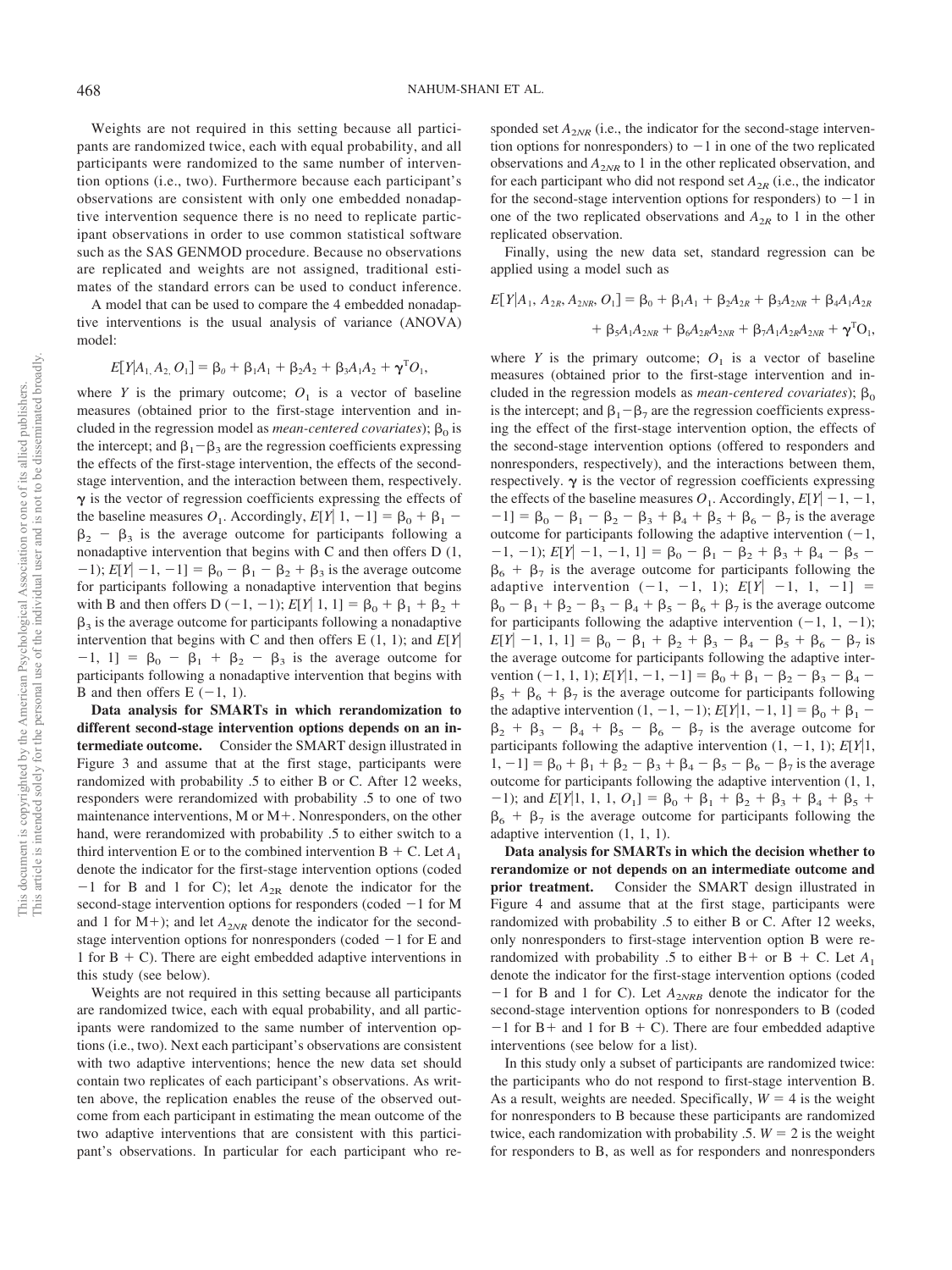Weights are not required in this setting because all participants are randomized twice, each with equal probability, and all participants were randomized to the same number of intervention options (i.e., two). Furthermore because each participant's observations are consistent with only one embedded nonadaptive intervention sequence there is no need to replicate participant observations in order to use common statistical software such as the SAS GENMOD procedure. Because no observations are replicated and weights are not assigned, traditional estimates of the standard errors can be used to conduct inference.

A model that can be used to compare the 4 embedded nonadaptive interventions is the usual analysis of variance (ANOVA) model:

$$E[Y|A_1, A_2, O_1] = \beta_0 + \beta_1 A_1 + \beta_2 A_2 + \beta_3 A_1 A_2 + \gamma^T O_1,$$

where $Y$ is the primary outcome; $O_1$ is a vector of baseline measures (obtained prior to the first-stage intervention and included in the regression model as *mean-centered covariates*); $\beta_0$ is the intercept; and $\beta_1 - \beta_3$ are the regression coefficients expressing the effects of the first-stage intervention, the effects of the second-stage intervention, and the interaction between them, respectively. $\gamma$ is the vector of regression coefficients expressing the effects of the baseline measures $O_1$. Accordingly, $E[Y|\ 1, -1] = \beta_0 + \beta_1 - \beta_2 - \beta_3$ is the average outcome for participants following a nonadaptive intervention that begins with C and then offers D (1, −1); $E[Y|-1, -1] = \beta_0 - \beta_1 - \beta_2 + \beta_3$ is the average outcome for participants following a nonadaptive intervention that begins with B and then offers D (−1, −1); $E[Y|\ 1, 1] = \beta_0 + \beta_1 + \beta_2 + \beta_3$ is the average outcome for participants following a nonadaptive intervention that begins with C and then offers E (1, 1); and $E[Y|-1, 1] = \beta_0 - \beta_1 + \beta_2 - \beta_3$ is the average outcome for participants following a nonadaptive intervention that begins with B and then offers E (−1, 1).

**Data analysis for SMARTs in which rerandomization to different second-stage intervention options depends on an intermediate outcome.** Consider the SMART design illustrated in Figure 3 and assume that at the first stage, participants were randomized with probability .5 to either B or C. After 12 weeks, responders were rerandomized with probability .5 to one of two maintenance interventions, M or M+. Nonresponders, on the other hand, were rerandomized with probability .5 to either switch to a third intervention E or to the combined intervention B + C. Let $A_1$ denote the indicator for the first-stage intervention options (coded −1 for B and 1 for C); let $A_{2R}$ denote the indicator for the second-stage intervention options for responders (coded −1 for M and 1 for M+); and let $A_{2NR}$ denote the indicator for the second-stage intervention options for nonresponders (coded −1 for E and 1 for B + C). There are eight embedded adaptive interventions in this study (see below).

Weights are not required in this setting because all participants are randomized twice, each with equal probability, and all participants were randomized to the same number of intervention options (i.e., two). Next each participant's observations are consistent with two adaptive interventions; hence the new data set should contain two replicates of each participant's observations. As written above, the replication enables the reuse of the observed outcome from each participant in estimating the mean outcome of the two adaptive interventions that are consistent with this participant's observations. In particular for each participant who responded set $A_{2NR}$ (i.e., the indicator for the second-stage intervention options for nonresponders) to −1 in one of the two replicated observations and $A_{2NR}$ to 1 in the other replicated observation, and for each participant who did not respond set $A_{2R}$ (i.e., the indicator for the second-stage intervention options for responders) to −1 in one of the two replicated observations and $A_{2R}$ to 1 in the other replicated observation.

Finally, using the new data set, standard regression can be applied using a model such as

$$E[Y|A_1, A_{2R}, A_{2NR}, O_1] = \beta_0 + \beta_1 A_1 + \beta_2 A_{2R} + \beta_3 A_{2NR} + \beta_4 A_1 A_{2R} + \beta_5 A_1 A_{2NR} + \beta_6 A_{2R} A_{2NR} + \beta_7 A_1 A_{2R} A_{2NR} + \gamma^T O_1,$$

where $Y$ is the primary outcome; $O_1$ is a vector of baseline measures (obtained prior to the first-stage intervention and included in the regression models as *mean-centered covariates*); $\beta_0$ is the intercept; and $\beta_1 - \beta_7$ are the regression coefficients expressing the effect of the first-stage intervention option, the effects of the second-stage intervention options (offered to responders and nonresponders, respectively), and the interactions between them, respectively. $\gamma$ is the vector of regression coefficients expressing the effects of the baseline measures $O_1$. Accordingly, $E[Y|-1, -1, -1] = \beta_0 - \beta_1 - \beta_2 - \beta_3 + \beta_4 + \beta_5 + \beta_6 - \beta_7$ is the average outcome for participants following the adaptive intervention (−1, −1, −1); $E[Y|-1, -1, 1] = \beta_0 - \beta_1 - \beta_2 + \beta_3 + \beta_4 - \beta_5 - \beta_6 + \beta_7$ is the average outcome for participants following the adaptive intervention (−1, −1, 1); $E[Y|-1, 1, -1] = \beta_0 - \beta_1 + \beta_2 - \beta_3 - \beta_4 + \beta_5 - \beta_6 + \beta_7$ is the average outcome for participants following the adaptive intervention (−1, 1, −1); $E[Y|-1, 1, 1] = \beta_0 - \beta_1 + \beta_2 + \beta_3 - \beta_4 - \beta_5 + \beta_6 - \beta_7$ is the average outcome for participants following the adaptive intervention (−1, 1, 1); $E[Y|1, -1, -1] = \beta_0 + \beta_1 - \beta_2 - \beta_3 - \beta_4 - \beta_5 + \beta_6 + \beta_7$ is the average outcome for participants following the adaptive intervention (1, −1, −1); $E[Y|1, -1, 1] = \beta_0 + \beta_1 - \beta_2 + \beta_3 - \beta_4 + \beta_5 - \beta_6 - \beta_7$ is the average outcome for participants following the adaptive intervention (1, −1, 1); $E[Y|1, 1, -1] = \beta_0 + \beta_1 + \beta_2 - \beta_3 + \beta_4 - \beta_5 - \beta_6 - \beta_7$ is the average outcome for participants following the adaptive intervention (1, 1, −1); and $E[Y|1, 1, 1, O_1] = \beta_0 + \beta_1 + \beta_2 + \beta_3 + \beta_4 + \beta_5 + \beta_6 + \beta_7$ is the average outcome for participants following the adaptive intervention (1, 1, 1).

**Data analysis for SMARTs in which the decision whether to rerandomize or not depends on an intermediate outcome and prior treatment.** Consider the SMART design illustrated in Figure 4 and assume that at the first stage, participants were randomized with probability .5 to either B or C. After 12 weeks, only nonresponders to first-stage intervention option B were rerandomized with probability .5 to either B+ or B + C. Let $A_1$ denote the indicator for the first-stage intervention options (coded −1 for B and 1 for C). Let $A_{2NRB}$ denote the indicator for the second-stage intervention options for nonresponders to B (coded −1 for B+ and 1 for B + C). There are four embedded adaptive interventions (see below for a list).

In this study only a subset of participants are randomized twice: the participants who do not respond to first-stage intervention B. As a result, weights are needed. Specifically, $W = 4$ is the weight for nonresponders to B because these participants are randomized twice, each randomization with probability .5. $W = 2$ is the weight for responders to B, as well as for responders and nonresponders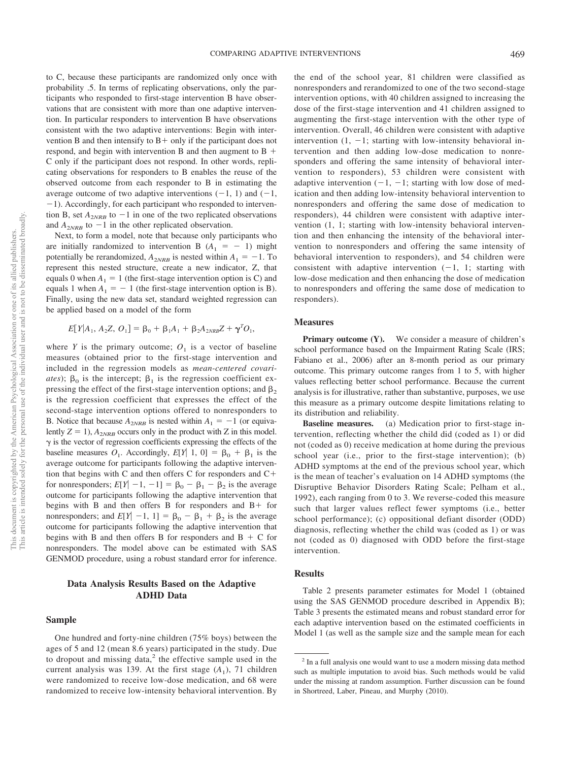to C, because these participants are randomized only once with probability .5. In terms of replicating observations, only the participants who responded to first-stage intervention B have observations that are consistent with more than one adaptive intervention. In particular responders to intervention B have observations consistent with the two adaptive interventions: Begin with intervention B and then intensify to B+ only if the participant does not respond, and begin with intervention B and then augment to B + C only if the participant does not respond. In other words, replicating observations for responders to B enables the reuse of the observed outcome from each responder to B in estimating the average outcome of two adaptive interventions $(-1, 1)$ and $(-1, -1)$. Accordingly, for each participant who responded to intervention B, set $A_{2NRB}$ to $-1$ in one of the two replicated observations and $A_{2NRB}$ to $-1$ in the other replicated observation.

Next, to form a model, note that because only participants who are initially randomized to intervention B $(A_1 = -1)$ might potentially be rerandomized, $A_{2NRB}$ is nested within $A_1 = -1$. To represent this nested structure, create a new indicator, Z, that equals 0 when $A_1 = 1$ (the first-stage intervention option is C) and equals 1 when $A_1 = -1$ (the first-stage intervention option is B). Finally, using the new data set, standard weighted regression can be applied based on a model of the form

$$E[Y|A_1, A_2Z, O_1] = \beta_0 + \beta_1 A_1 + \beta_2 A_{2NRB} Z + \gamma^T O_1,$$

where $Y$ is the primary outcome; $O_1$ is a vector of baseline measures (obtained prior to the first-stage intervention and included in the regression models as *mean-centered covariates*); $\beta_0$ is the intercept; $\beta_1$ is the regression coefficient expressing the effect of the first-stage intervention options; and $\beta_2$ is the regression coefficient that expresses the effect of the second-stage intervention options offered to nonresponders to B. Notice that because $A_{2NRB}$ is nested within $A_1 = -1$ (or equivalently $Z = 1$), $A_{2NRB}$ occurs only in the product with Z in this model. $\gamma$ is the vector of regression coefficients expressing the effects of the baseline measures $O_1$. Accordingly, $E[Y|\ 1, 0] = \beta_0 + \beta_1$ is the average outcome for participants following the adaptive intervention that begins with C and then offers C for responders and C+ for nonresponders; $E[Y|-1, -1] = \beta_0 - \beta_1 - \beta_2$ is the average outcome for participants following the adaptive intervention that begins with B and then offers B for responders and B+ for nonresponders; and $E[Y|-1, 1] = \beta_0 - \beta_1 + \beta_2$ is the average outcome for participants following the adaptive intervention that begins with B and then offers B for responders and B + C for nonresponders. The model above can be estimated with SAS GENMOD procedure, using a robust standard error for inference.

## Data Analysis Results Based on the Adaptive ADHD Data

### Sample

One hundred and forty-nine children (75% boys) between the ages of 5 and 12 (mean 8.6 years) participated in the study. Due to dropout and missing data,[2] the effective sample used in the current analysis was 139. At the first stage $(A_1)$, 71 children were randomized to receive low-dose medication, and 68 were randomized to receive low-intensity behavioral intervention. By the end of the school year, 81 children were classified as nonresponders and rerandomized to one of the two second-stage intervention options, with 40 children assigned to increasing the dose of the first-stage intervention and 41 children assigned to augmenting the first-stage intervention with the other type of intervention. Overall, 46 children were consistent with adaptive intervention $(1, -1$; starting with low-intensity behavioral intervention and then adding low-dose medication to nonresponders and offering the same intensity of behavioral intervention to responders), 53 children were consistent with adaptive intervention $(-1, -1$; starting with low dose of medication and then adding low-intensity behavioral intervention to nonresponders and offering the same dose of medication to responders), 44 children were consistent with adaptive intervention $(1, 1$; starting with low-intensity behavioral intervention and then enhancing the intensity of the behavioral intervention to nonresponders and offering the same intensity of behavioral intervention to responders), and 54 children were consistent with adaptive intervention $(-1, 1$; starting with low-dose medication and then enhancing the dose of medication to nonresponders and offering the same dose of medication to responders).

### Measures

**Primary outcome (Y).** We consider a measure of children's school performance based on the Impairment Rating Scale (IRS; Fabiano et al., 2006) after an 8-month period as our primary outcome. This primary outcome ranges from 1 to 5, with higher values reflecting better school performance. Because the current analysis is for illustrative, rather than substantive, purposes, we use this measure as a primary outcome despite limitations relating to its distribution and reliability.

**Baseline measures.** (a) Medication prior to first-stage intervention, reflecting whether the child did (coded as 1) or did not (coded as 0) receive medication at home during the previous school year (i.e., prior to the first-stage intervention); (b) ADHD symptoms at the end of the previous school year, which is the mean of teacher's evaluation on 14 ADHD symptoms (the Disruptive Behavior Disorders Rating Scale; Pelham et al., 1992), each ranging from 0 to 3. We reverse-coded this measure such that larger values reflect fewer symptoms (i.e., better school performance); (c) oppositional defiant disorder (ODD) diagnosis, reflecting whether the child was (coded as 1) or was not (coded as 0) diagnosed with ODD before the first-stage intervention.

### Results

Table 2 presents parameter estimates for Model 1 (obtained using the SAS GENMOD procedure described in Appendix B); Table 3 presents the estimated means and robust standard error for each adaptive intervention based on the estimated coefficients in Model 1 (as well as the sample size and the sample mean for each

[2] In a full analysis one would want to use a modern missing data method such as multiple imputation to avoid bias. Such methods would be valid under the missing at random assumption. Further discussion can be found in Shortreed, Laber, Pineau, and Murphy (2010).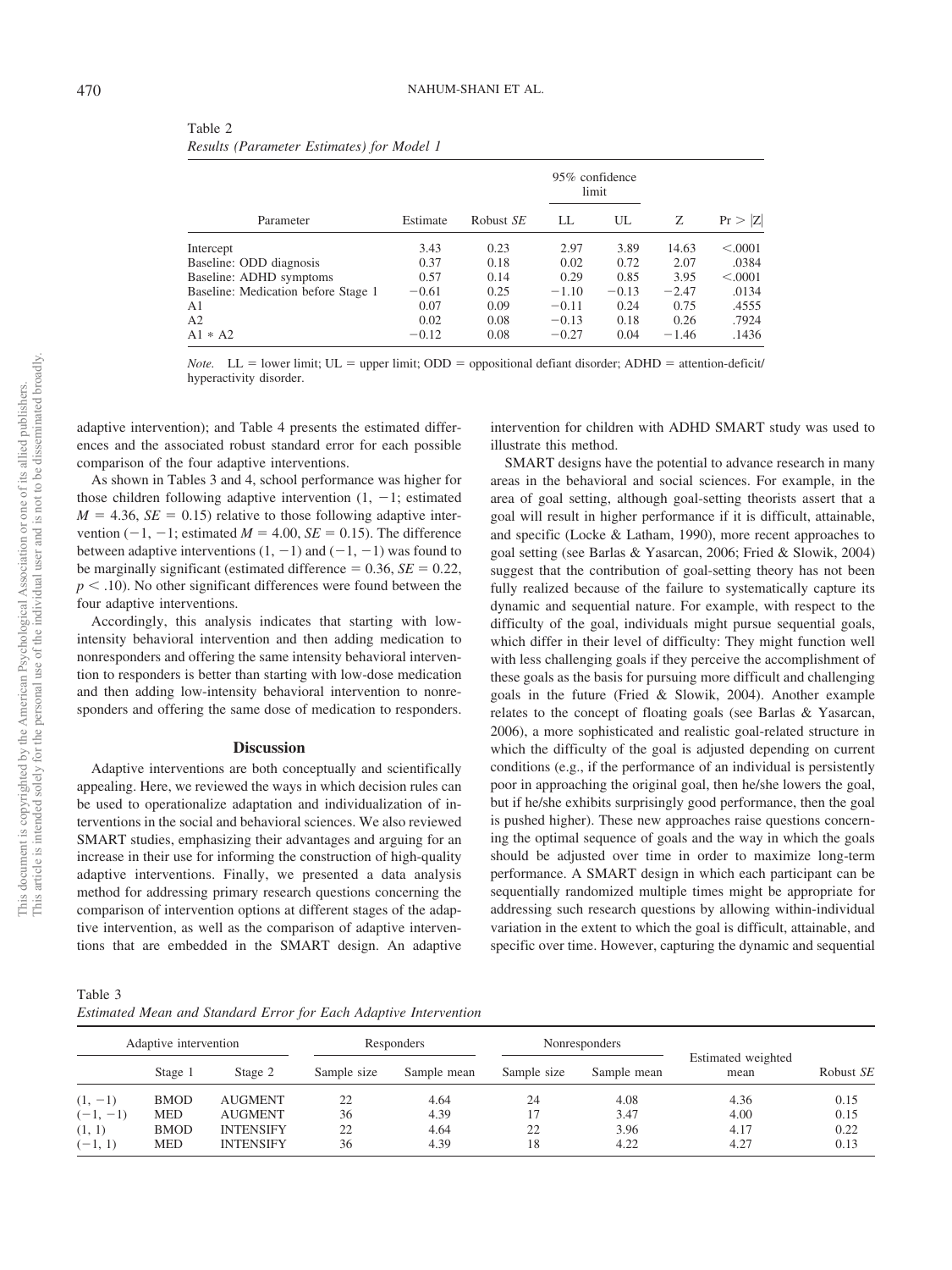Table 2
*Results (Parameter Estimates) for Model 1*

| Parameter | Estimate | Robust *SE* | 95% confidence limit LL | 95% confidence limit UL | Z | Pr > \|Z\| |
|---|---|---|---|---|---|---|
| Intercept | 3.43 | 0.23 | 2.97 | 3.89 | 14.63 | <.0001 |
| Baseline: ODD diagnosis | 0.37 | 0.18 | 0.02 | 0.72 | 2.07 | .0384 |
| Baseline: ADHD symptoms | 0.57 | 0.14 | 0.29 | 0.85 | 3.95 | <.0001 |
| Baseline: Medication before Stage 1 | −0.61 | 0.25 | −1.10 | −0.13 | −2.47 | .0134 |
| A1 | 0.07 | 0.09 | −0.11 | 0.24 | 0.75 | .4555 |
| A2 | 0.02 | 0.08 | −0.13 | 0.18 | 0.26 | .7924 |
| A1 * A2 | −0.12 | 0.08 | −0.27 | 0.04 | −1.46 | .1436 |

*Note.* LL = lower limit; UL = upper limit; ODD = oppositional defiant disorder; ADHD = attention-deficit/hyperactivity disorder.

adaptive intervention); and Table 4 presents the estimated differences and the associated robust standard error for each possible comparison of the four adaptive interventions.

As shown in Tables 3 and 4, school performance was higher for those children following adaptive intervention (1, −1; estimated $M = 4.36$, $SE = 0.15$) relative to those following adaptive intervention (−1, −1; estimated $M = 4.00$, $SE = 0.15$). The difference between adaptive interventions (1, −1) and (−1, −1) was found to be marginally significant (estimated difference = 0.36, $SE = 0.22$, $p < .10$). No other significant differences were found between the four adaptive interventions.

Accordingly, this analysis indicates that starting with low-intensity behavioral intervention and then adding medication to nonresponders and offering the same intensity behavioral intervention to responders is better than starting with low-dose medication and then adding low-intensity behavioral intervention to nonresponders and offering the same dose of medication to responders.

## Discussion

Adaptive interventions are both conceptually and scientifically appealing. Here, we reviewed the ways in which decision rules can be used to operationalize adaptation and individualization of interventions in the social and behavioral sciences. We also reviewed SMART studies, emphasizing their advantages and arguing for an increase in their use for informing the construction of high-quality adaptive interventions. Finally, we presented a data analysis method for addressing primary research questions concerning the comparison of intervention options at different stages of the adaptive intervention, as well as the comparison of adaptive interventions that are embedded in the SMART design. An adaptive intervention for children with ADHD SMART study was used to illustrate this method.

SMART designs have the potential to advance research in many areas in the behavioral and social sciences. For example, in the area of goal setting, although goal-setting theorists assert that a goal will result in higher performance if it is difficult, attainable, and specific (Locke & Latham, 1990), more recent approaches to goal setting (see Barlas & Yasarcan, 2006; Fried & Slowik, 2004) suggest that the contribution of goal-setting theory has not been fully realized because of the failure to systematically capture its dynamic and sequential nature. For example, with respect to the difficulty of the goal, individuals might pursue sequential goals, which differ in their level of difficulty: They might function well with less challenging goals if they perceive the accomplishment of these goals as the basis for pursuing more difficult and challenging goals in the future (Fried & Slowik, 2004). Another example relates to the concept of floating goals (see Barlas & Yasarcan, 2006), a more sophisticated and realistic goal-related structure in which the difficulty of the goal is adjusted depending on current conditions (e.g., if the performance of an individual is persistently poor in approaching the original goal, then he/she lowers the goal, but if he/she exhibits surprisingly good performance, then the goal is pushed higher). These new approaches raise questions concerning the optimal sequence of goals and the way in which the goals should be adjusted over time in order to maximize long-term performance. A SMART design in which each participant can be sequentially randomized multiple times might be appropriate for addressing such research questions by allowing within-individual variation in the extent to which the goal is difficult, attainable, and specific over time. However, capturing the dynamic and sequential

Table 3
*Estimated Mean and Standard Error for Each Adaptive Intervention*

| Adaptive intervention | Stage 1 | Stage 2 | Responders: Sample size | Responders: Sample mean | Nonresponders: Sample size | Nonresponders: Sample mean | Estimated weighted mean | Robust *SE* |
|---|---|---|---|---|---|---|---|---|
| (1, −1) | BMOD | AUGMENT | 22 | 4.64 | 24 | 4.08 | 4.36 | 0.15 |
| (−1, −1) | MED | AUGMENT | 36 | 4.39 | 17 | 3.47 | 4.00 | 0.15 |
| (1, 1) | BMOD | INTENSIFY | 22 | 4.64 | 22 | 3.96 | 4.17 | 0.22 |
| (−1, 1) | MED | INTENSIFY | 36 | 4.39 | 18 | 4.22 | 4.27 | 0.13 |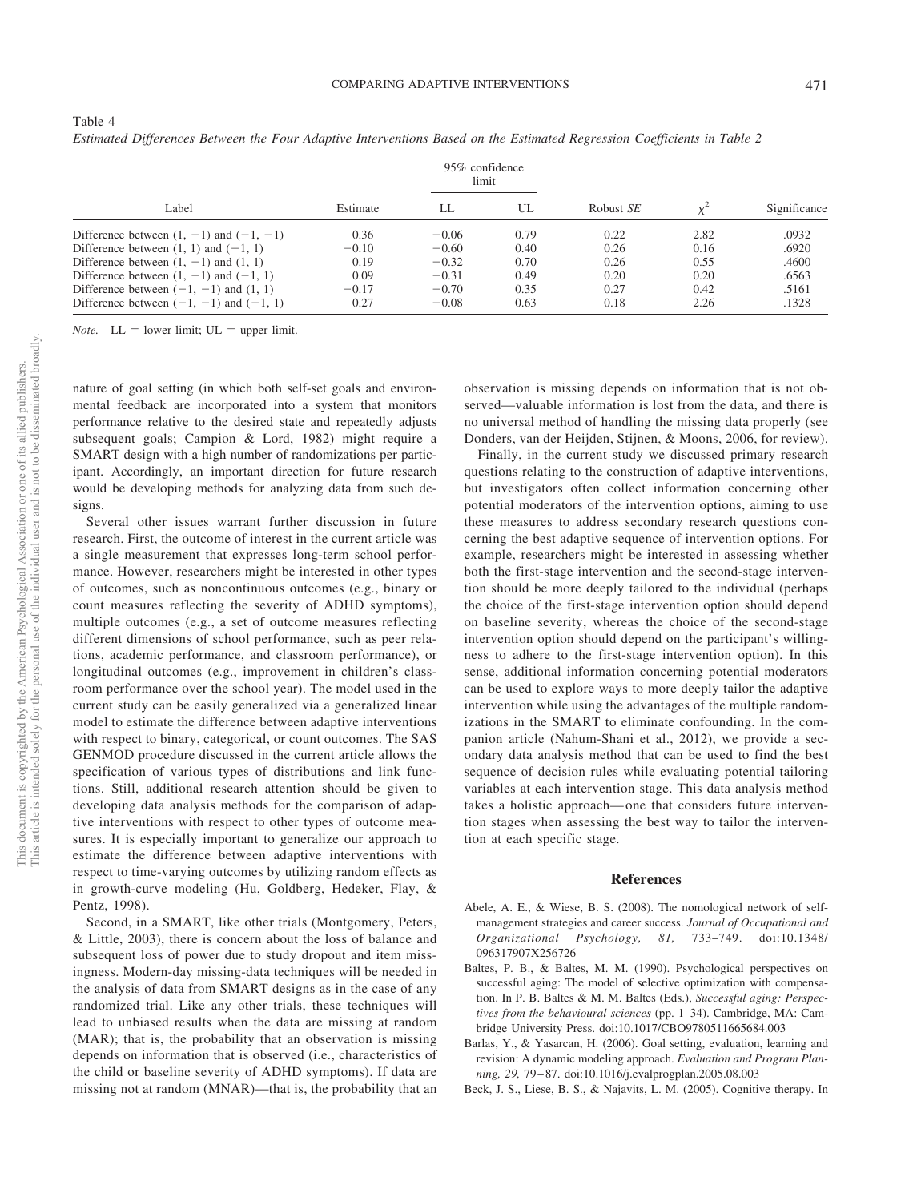Table 4

*Estimated Differences Between the Four Adaptive Interventions Based on the Estimated Regression Coefficients in Table 2*

| Label | Estimate | 95% confidence limit | | Robust *SE* | $\chi^2$ | Significance |
|---|---|---|---|---|---|---|
| | | LL | UL | | | |
| Difference between (1, −1) and (−1, −1) | 0.36 | −0.06 | 0.79 | 0.22 | 2.82 | .0932 |
| Difference between (1, 1) and (−1, 1) | −0.10 | −0.60 | 0.40 | 0.26 | 0.16 | .6920 |
| Difference between (1, −1) and (1, 1) | 0.19 | −0.32 | 0.70 | 0.26 | 0.55 | .4600 |
| Difference between (1, −1) and (−1, 1) | 0.09 | −0.31 | 0.49 | 0.20 | 0.20 | .6563 |
| Difference between (−1, −1) and (1, 1) | −0.17 | −0.70 | 0.35 | 0.27 | 0.42 | .5161 |
| Difference between (−1, −1) and (−1, 1) | 0.27 | −0.08 | 0.63 | 0.18 | 2.26 | .1328 |

*Note.* LL = lower limit; UL = upper limit.

nature of goal setting (in which both self-set goals and environmental feedback are incorporated into a system that monitors performance relative to the desired state and repeatedly adjusts subsequent goals; Campion & Lord, 1982) might require a SMART design with a high number of randomizations per participant. Accordingly, an important direction for future research would be developing methods for analyzing data from such designs.

Several other issues warrant further discussion in future research. First, the outcome of interest in the current article was a single measurement that expresses long-term school performance. However, researchers might be interested in other types of outcomes, such as noncontinuous outcomes (e.g., binary or count measures reflecting the severity of ADHD symptoms), multiple outcomes (e.g., a set of outcome measures reflecting different dimensions of school performance, such as peer relations, academic performance, and classroom performance), or longitudinal outcomes (e.g., improvement in children's classroom performance over the school year). The model used in the current study can be easily generalized via a generalized linear model to estimate the difference between adaptive interventions with respect to binary, categorical, or count outcomes. The SAS GENMOD procedure discussed in the current article allows the specification of various types of distributions and link functions. Still, additional research attention should be given to developing data analysis methods for the comparison of adaptive interventions with respect to other types of outcome measures. It is especially important to generalize our approach to estimate the difference between adaptive interventions with respect to time-varying outcomes by utilizing random effects as in growth-curve modeling (Hu, Goldberg, Hedeker, Flay, & Pentz, 1998).

Second, in a SMART, like other trials (Montgomery, Peters, & Little, 2003), there is concern about the loss of balance and subsequent loss of power due to study dropout and item missingness. Modern-day missing-data techniques will be needed in the analysis of data from SMART designs as in the case of any randomized trial. Like any other trials, these techniques will lead to unbiased results when the data are missing at random (MAR); that is, the probability that an observation is missing depends on information that is observed (i.e., characteristics of the child or baseline severity of ADHD symptoms). If data are missing not at random (MNAR)—that is, the probability that an observation is missing depends on information that is not observed—valuable information is lost from the data, and there is no universal method of handling the missing data properly (see Donders, van der Heijden, Stijnen, & Moons, 2006, for review).

Finally, in the current study we discussed primary research questions relating to the construction of adaptive interventions, but investigators often collect information concerning other potential moderators of the intervention options, aiming to use these measures to address secondary research questions concerning the best adaptive sequence of intervention options. For example, researchers might be interested in assessing whether both the first-stage intervention and the second-stage intervention should be more deeply tailored to the individual (perhaps the choice of the first-stage intervention option should depend on baseline severity, whereas the choice of the second-stage intervention option should depend on the participant's willingness to adhere to the first-stage intervention option). In this sense, additional information concerning potential moderators can be used to explore ways to more deeply tailor the adaptive intervention while using the advantages of the multiple randomizations in the SMART to eliminate confounding. In the companion article (Nahum-Shani et al., 2012), we provide a secondary data analysis method that can be used to find the best sequence of decision rules while evaluating potential tailoring variables at each intervention stage. This data analysis method takes a holistic approach—one that considers future intervention stages when assessing the best way to tailor the intervention at each specific stage.

## References

Abele, A. E., & Wiese, B. S. (2008). The nomological network of self-management strategies and career success. *Journal of Occupational and Organizational Psychology, 81,* 733–749. doi:10.1348/096317907X256726

Baltes, P. B., & Baltes, M. M. (1990). Psychological perspectives on successful aging: The model of selective optimization with compensation. In P. B. Baltes & M. M. Baltes (Eds.), *Successful aging: Perspectives from the behavioural sciences* (pp. 1–34). Cambridge, MA: Cambridge University Press. doi:10.1017/CBO9780511665684.003

Barlas, Y., & Yasarcan, H. (2006). Goal setting, evaluation, learning and revision: A dynamic modeling approach. *Evaluation and Program Planning, 29,* 79–87. doi:10.1016/j.evalprogplan.2005.08.003

Beck, J. S., Liese, B. S., & Najavits, L. M. (2005). Cognitive therapy. In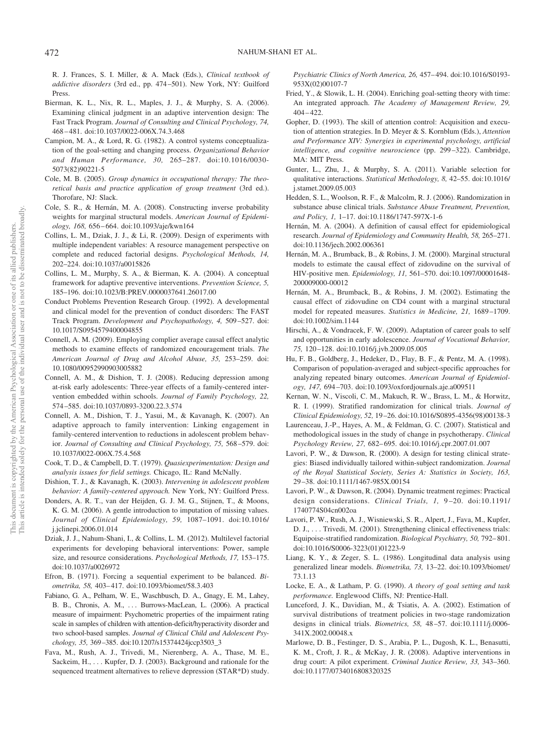R. J. Frances, S. I. Miller, & A. Mack (Eds.), *Clinical textbook of addictive disorders* (3rd ed., pp. 474–501). New York, NY: Guilford Press.

Bierman, K. L., Nix, R. L., Maples, J. J., & Murphy, S. A. (2006). Examining clinical judgment in an adaptive intervention design: The Fast Track Program. *Journal of Consulting and Clinical Psychology, 74,* 468–481. doi:10.1037/0022-006X.74.3.468

Campion, M. A., & Lord, R. G. (1982). A control systems conceptualization of the goal-setting and changing process. *Organizational Behavior and Human Performance, 30,* 265–287. doi:10.1016/0030-5073(82)90221-5

Cole, M. B. (2005). *Group dynamics in occupational therapy: The theoretical basis and practice application of group treatment* (3rd ed.). Thorofare, NJ: Slack.

Cole, S. R., & Hernán, M. A. (2008). Constructing inverse probability weights for marginal structural models. *American Journal of Epidemiology, 168,* 656–664. doi:10.1093/aje/kwn164

Collins, L. M., Dziak, J. J., & Li, R. (2009). Design of experiments with multiple independent variables: A resource management perspective on complete and reduced factorial designs. *Psychological Methods, 14,* 202–224. doi:10.1037/a0015826

Collins, L. M., Murphy, S. A., & Bierman, K. A. (2004). A conceptual framework for adaptive preventive interventions. *Prevention Science, 5,* 185–196. doi:10.1023/B:PREV.0000037641.26017.00

Conduct Problems Prevention Research Group. (1992). A developmental and clinical model for the prevention of conduct disorders: The FAST Track Program. *Development and Psychopathology, 4,* 509–527. doi:10.1017/S0954579400004855

Connell, A. M. (2009). Employing complier average causal effect analytic methods to examine effects of randomized encouragement trials. *The American Journal of Drug and Alcohol Abuse, 35,* 253–259. doi:10.1080/00952990903005882

Connell, A. M., & Dishion, T. J. (2008). Reducing depression among at-risk early adolescents: Three-year effects of a family-centered intervention embedded within schools. *Journal of Family Psychology, 22,* 574–585. doi:10.1037/0893-3200.22.3.574

Connell, A. M., Dishion, T. J., Yasui, M., & Kavanagh, K. (2007). An adaptive approach to family intervention: Linking engagement in family-centered intervention to reductions in adolescent problem behavior. *Journal of Consulting and Clinical Psychology, 75,* 568–579. doi:10.1037/0022-006X.75.4.568

Cook, T. D., & Campbell, D. T. (1979). *Quasiexperimentation: Design and analysis issues for field settings.* Chicago, IL: Rand McNally.

Dishion, T. J., & Kavanagh, K. (2003). *Intervening in adolescent problem behavior: A family-centered approach.* New York, NY: Guilford Press.

Donders, A. R. T., van der Heijden, G. J. M. G., Stijnen, T., & Moons, K. G. M. (2006). A gentle introduction to imputation of missing values. *Journal of Clinical Epidemiology, 59,* 1087–1091. doi:10.1016/j.jclinepi.2006.01.014

Dziak, J. J., Nahum-Shani, I., & Collins, L. M. (2012). Multilevel factorial experiments for developing behavioral interventions: Power, sample size, and resource considerations. *Psychological Methods, 17,* 153–175. doi:10.1037/a0026972

Efron, B. (1971). Forcing a sequential experiment to be balanced. *Biometrika, 58,* 403–417. doi:10.1093/biomet/58.3.403

Fabiano, G. A., Pelham, W. E., Waschbusch, D. A., Gnagy, E. M., Lahey, B. B., Chronis, A. M., . . . Burrows-MacLean, L. (2006). A practical measure of impairment: Psychometric properties of the impairment rating scale in samples of children with attention-deficit/hyperactivity disorder and two school-based samples. *Journal of Clinical Child and Adolescent Psychology, 35,* 369–385. doi:10.1207/s15374424jccp3503_3

Fava, M., Rush, A. J., Trivedi, M., Nierenberg, A. A., Thase, M. E., Sackeim, H., . . . Kupfer, D. J. (2003). Background and rationale for the sequenced treatment alternatives to relieve depression (STAR*D) study. *Psychiatric Clinics of North America, 26,* 457–494. doi:10.1016/S0193-953X(02)00107-7

Fried, Y., & Slowik, L. H. (2004). Enriching goal-setting theory with time: An integrated approach. *The Academy of Management Review, 29,* 404–422.

Gopher, D. (1993). The skill of attention control: Acquisition and execution of attention strategies. In D. Meyer & S. Kornblum (Eds.), *Attention and Performance XIV: Synergies in experimental psychology, artificial intelligence, and cognitive neuroscience* (pp. 299–322). Cambridge, MA: MIT Press.

Gunter, L., Zhu, J., & Murphy, S. A. (2011). Variable selection for qualitative interactions. *Statistical Methodology, 8,* 42–55. doi:10.1016/j.stamet.2009.05.003

Hedden, S. L., Woolson, R. F., & Malcolm, R. J. (2006). Randomization in substance abuse clinical trials. *Substance Abuse Treatment, Prevention, and Policy, 1,* 1–17. doi:10.1186/1747-597X-1-6

Hernán, M. A. (2004). A definition of causal effect for epidemiological research. *Journal of Epidemiology and Community Health, 58,* 265–271. doi:10.1136/jech.2002.006361

Hernán, M. A., Brumback, B., & Robins, J. M. (2000). Marginal structural models to estimate the causal effect of zidovudine on the survival of HIV-positive men. *Epidemiology, 11,* 561–570. doi:10.1097/00001648-200009000-00012

Hernán, M. A., Brumback, B., & Robins, J. M. (2002). Estimating the causal effect of zidovudine on CD4 count with a marginal structural model for repeated measures. *Statistics in Medicine, 21,* 1689–1709. doi:10.1002/sim.1144

Hirschi, A., & Vondracek, F. W. (2009). Adaptation of career goals to self and opportunities in early adolescence. *Journal of Vocational Behavior, 75,* 120–128. doi:10.1016/j.jvb.2009.05.005

Hu, F. B., Goldberg, J., Hedeker, D., Flay, B. F., & Pentz, M. A. (1998). Comparison of population-averaged and subject-specific approaches for analyzing repeated binary outcomes. *American Journal of Epidemiology, 147,* 694–703. doi:10.1093/oxfordjournals.aje.a009511

Kernan, W. N., Viscoli, C. M., Makuch, R. W., Brass, L. M., & Horwitz, R. I. (1999). Stratified randomization for clinical trials. *Journal of Clinical Epidemiology, 52,* 19–26. doi:10.1016/S0895-4356(98)00138-3

Laurenceau, J.-P., Hayes, A. M., & Feldman, G. C. (2007). Statistical and methodological issues in the study of change in psychotherapy. *Clinical Psychology Review, 27,* 682–695. doi:10.1016/j.cpr.2007.01.007

Lavori, P. W., & Dawson, R. (2000). A design for testing clinical strategies: Biased individually tailored within-subject randomization. *Journal of the Royal Statistical Society, Series A: Statistics in Society, 163,* 29–38. doi:10.1111/1467-985X.00154

Lavori, P. W., & Dawson, R. (2004). Dynamic treatment regimes: Practical design considerations. *Clinical Trials, 1,* 9–20. doi:10.1191/1740774S04cn002oa

Lavori, P. W., Rush, A. J., Wisniewski, S. R., Alpert, J., Fava, M., Kupfer, D. J., . . . Trivedi, M. (2001). Strengthening clinical effectiveness trials: Equipoise-stratified randomization. *Biological Psychiatry, 50,* 792–801. doi:10.1016/S0006-3223(01)01223-9

Liang, K. Y., & Zeger, S. L. (1986). Longitudinal data analysis using generalized linear models. *Biometrika, 73,* 13–22. doi:10.1093/biomet/73.1.13

Locke, E. A., & Latham, P. G. (1990). *A theory of goal setting and task performance.* Englewood Cliffs, NJ: Prentice-Hall.

Lunceford, J. K., Davidian, M., & Tsiatis, A. A. (2002). Estimation of survival distributions of treatment policies in two-stage randomization designs in clinical trials. *Biometrics, 58,* 48–57. doi:10.1111/j.0006-341X.2002.00048.x

Marlowe, D. B., Festinger, D. S., Arabia, P. L., Dugosh, K. L., Benasutti, K. M., Croft, J. R., & McKay, J. R. (2008). Adaptive interventions in drug court: A pilot experiment. *Criminal Justice Review, 33,* 343–360. doi:10.1177/0734016808320325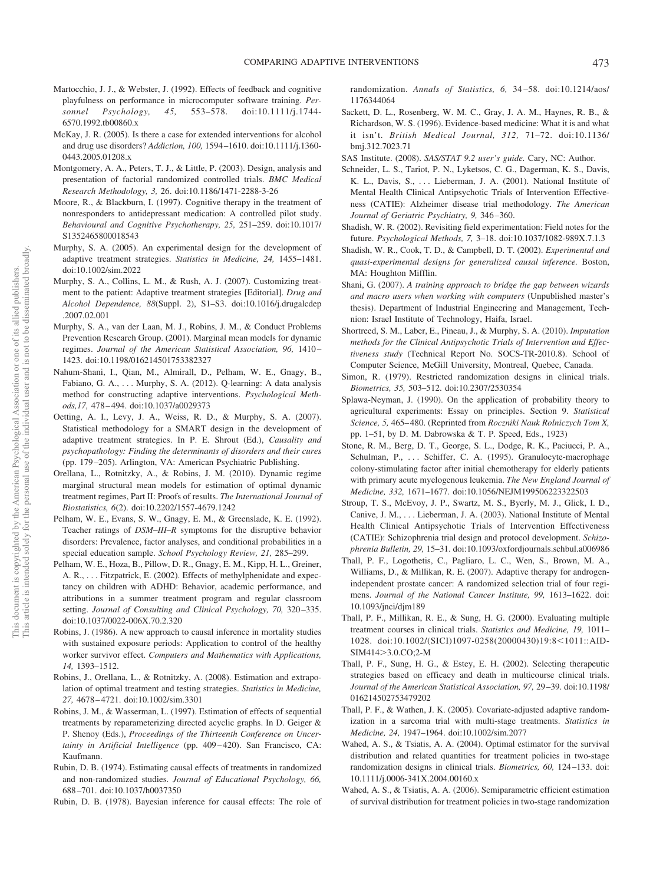Martocchio, J. J., & Webster, J. (1992). Effects of feedback and cognitive playfulness on performance in microcomputer software training. *Personnel Psychology, 45,* 553–578. doi:10.1111/j.1744-6570.1992.tb00860.x

McKay, J. R. (2005). Is there a case for extended interventions for alcohol and drug use disorders? *Addiction, 100,* 1594–1610. doi:10.1111/j.1360-0443.2005.01208.x

Montgomery, A. A., Peters, T. J., & Little, P. (2003). Design, analysis and presentation of factorial randomized controlled trials. *BMC Medical Research Methodology, 3,* 26. doi:10.1186/1471-2288-3-26

Moore, R., & Blackburn, I. (1997). Cognitive therapy in the treatment of nonresponders to antidepressant medication: A controlled pilot study. *Behavioural and Cognitive Psychotherapy, 25,* 251–259. doi:10.1017/S1352465800018543

Murphy, S. A. (2005). An experimental design for the development of adaptive treatment strategies. *Statistics in Medicine, 24,* 1455–1481. doi:10.1002/sim.2022

Murphy, S. A., Collins, L. M., & Rush, A. J. (2007). Customizing treatment to the patient: Adaptive treatment strategies [Editorial]. *Drug and Alcohol Dependence, 88*(Suppl. 2), S1–S3. doi:10.1016/j.drugalcdep.2007.02.001

Murphy, S. A., van der Laan, M. J., Robins, J. M., & Conduct Problems Prevention Research Group. (2001). Marginal mean models for dynamic regimes. *Journal of the American Statistical Association, 96,* 1410–1423. doi:10.1198/016214501753382327

Nahum-Shani, I., Qian, M., Almirall, D., Pelham, W. E., Gnagy, B., Fabiano, G. A., . . . Murphy, S. A. (2012). Q-learning: A data analysis method for constructing adaptive interventions. *Psychological Methods,17,* 478–494. doi:10.1037/a0029373

Oetting, A. I., Levy, J. A., Weiss, R. D., & Murphy, S. A. (2007). Statistical methodology for a SMART design in the development of adaptive treatment strategies. In P. E. Shrout (Ed.), *Causality and psychopathology: Finding the determinants of disorders and their cures* (pp. 179–205). Arlington, VA: American Psychiatric Publishing.

Orellana, L., Rotnitzky, A., & Robins, J. M. (2010). Dynamic regime marginal structural mean models for estimation of optimal dynamic treatment regimes, Part II: Proofs of results. *The International Journal of Biostatistics, 6*(2). doi:10.2202/1557-4679.1242

Pelham, W. E., Evans, S. W., Gnagy, E. M., & Greenslade, K. E. (1992). Teacher ratings of *DSM–III–R* symptoms for the disruptive behavior disorders: Prevalence, factor analyses, and conditional probabilities in a special education sample. *School Psychology Review, 21,* 285–299.

Pelham, W. E., Hoza, B., Pillow, D. R., Gnagy, E. M., Kipp, H. L., Greiner, A. R., . . . Fitzpatrick, E. (2002). Effects of methylphenidate and expectancy on children with ADHD: Behavior, academic performance, and attributions in a summer treatment program and regular classroom setting. *Journal of Consulting and Clinical Psychology, 70,* 320–335. doi:10.1037/0022-006X.70.2.320

Robins, J. (1986). A new approach to causal inference in mortality studies with sustained exposure periods: Application to control of the healthy worker survivor effect. *Computers and Mathematics with Applications, 14,* 1393–1512.

Robins, J., Orellana, L., & Rotnitzky, A. (2008). Estimation and extrapolation of optimal treatment and testing strategies. *Statistics in Medicine, 27,* 4678–4721. doi:10.1002/sim.3301

Robins, J. M., & Wasserman, L. (1997). Estimation of effects of sequential treatments by reparameterizing directed acyclic graphs. In D. Geiger & P. Shenoy (Eds.), *Proceedings of the Thirteenth Conference on Uncertainty in Artificial Intelligence* (pp. 409–420). San Francisco, CA: Kaufmann.

Rubin, D. B. (1974). Estimating causal effects of treatments in randomized and non-randomized studies. *Journal of Educational Psychology, 66,* 688–701. doi:10.1037/h0037350

Rubin, D. B. (1978). Bayesian inference for causal effects: The role of randomization. *Annals of Statistics, 6,* 34–58. doi:10.1214/aos/1176344064

Sackett, D. L., Rosenberg, W. M. C., Gray, J. A. M., Haynes, R. B., & Richardson, W. S. (1996). Evidence-based medicine: What it is and what it isn't. *British Medical Journal, 312,* 71–72. doi:10.1136/bmj.312.7023.71

SAS Institute. (2008). *SAS/STAT 9.2 user's guide.* Cary, NC: Author.

Schneider, L. S., Tariot, P. N., Lyketsos, C. G., Dagerman, K. S., Davis, K. L., Davis, S., . . . Lieberman, J. A. (2001). National Institute of Mental Health Clinical Antipsychotic Trials of Intervention Effectiveness (CATIE): Alzheimer disease trial methodology. *The American Journal of Geriatric Psychiatry, 9,* 346–360.

Shadish, W. R. (2002). Revisiting field experimentation: Field notes for the future. *Psychological Methods, 7,* 3–18. doi:10.1037/1082-989X.7.1.3

Shadish, W. R., Cook, T. D., & Campbell, D. T. (2002). *Experimental and quasi-experimental designs for generalized causal inference.* Boston, MA: Houghton Mifflin.

Shani, G. (2007). *A training approach to bridge the gap between wizards and macro users when working with computers* (Unpublished master's thesis). Department of Industrial Engineering and Management, Technion: Israel Institute of Technology, Haifa, Israel.

Shortreed, S. M., Laber, E., Pineau, J., & Murphy, S. A. (2010). *Imputation methods for the Clinical Antipsychotic Trials of Intervention and Effectiveness study* (Technical Report No. SOCS-TR-2010.8). School of Computer Science, McGill University, Montreal, Quebec, Canada.

Simon, R. (1979). Restricted randomization designs in clinical trials. *Biometrics, 35,* 503–512. doi:10.2307/2530354

Splawa-Neyman, J. (1990). On the application of probability theory to agricultural experiments: Essay on principles. Section 9. *Statistical Science, 5,* 465–480. (Reprinted from *Roczniki Nauk Rolniczych Tom X,* pp. 1–51, by D. M. Dabrowska & T. P. Speed, Eds., 1923)

Stone, R. M., Berg, D. T., George, S. L., Dodge, R. K., Paciucci, P. A., Schulman, P., . . . Schiffer, C. A. (1995). Granulocyte-macrophage colony-stimulating factor after initial chemotherapy for elderly patients with primary acute myelogenous leukemia. *The New England Journal of Medicine, 332,* 1671–1677. doi:10.1056/NEJM199506223322503

Stroup, T. S., McEvoy, J. P., Swartz, M. S., Byerly, M. J., Glick, I. D., Canive, J. M., . . . Lieberman, J. A. (2003). National Institute of Mental Health Clinical Antipsychotic Trials of Intervention Effectiveness (CATIE): Schizophrenia trial design and protocol development. *Schizophrenia Bulletin, 29,* 15–31. doi:10.1093/oxfordjournals.schbul.a006986

Thall, P. F., Logothetis, C., Pagliaro, L. C., Wen, S., Brown, M. A., Williams, D., & Millikan, R. E. (2007). Adaptive therapy for androgen-independent prostate cancer: A randomized selection trial of four regimens. *Journal of the National Cancer Institute, 99,* 1613–1622. doi:10.1093/jnci/djm189

Thall, P. F., Millikan, R. E., & Sung, H. G. (2000). Evaluating multiple treatment courses in clinical trials. *Statistics and Medicine, 19,* 1011–1028. doi:10.1002/(SICI)1097-0258(20000430)19:8<1011::AID-SIM414>3.0.CO;2-M

Thall, P. F., Sung, H. G., & Estey, E. H. (2002). Selecting therapeutic strategies based on efficacy and death in multicourse clinical trials. *Journal of the American Statistical Association, 97,* 29–39. doi:10.1198/016214502753479202

Thall, P. F., & Wathen, J. K. (2005). Covariate-adjusted adaptive randomization in a sarcoma trial with multi-stage treatments. *Statistics in Medicine, 24,* 1947–1964. doi:10.1002/sim.2077

Wahed, A. S., & Tsiatis, A. A. (2004). Optimal estimator for the survival distribution and related quantities for treatment policies in two-stage randomization designs in clinical trials. *Biometrics, 60,* 124–133. doi:10.1111/j.0006-341X.2004.00160.x

Wahed, A. S., & Tsiatis, A. A. (2006). Semiparametric efficient estimation of survival distribution for treatment policies in two-stage randomization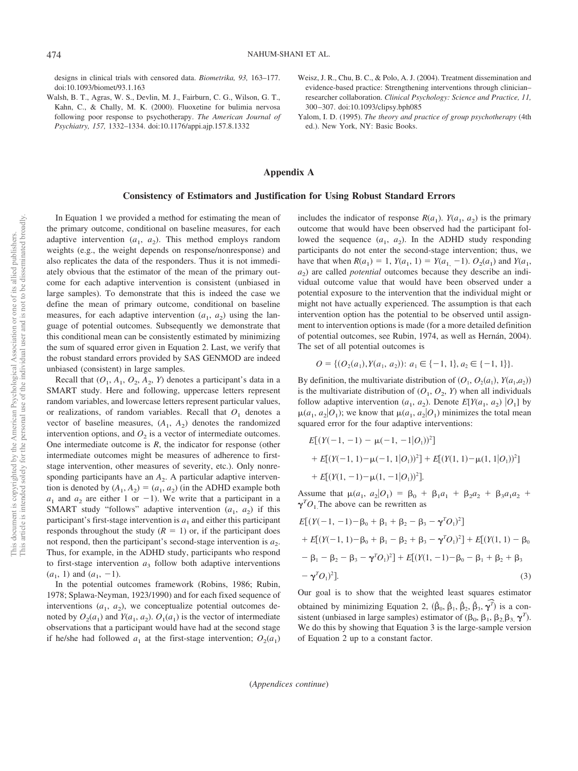designs in clinical trials with censored data. *Biometrika, 93,* 163–177. doi:10.1093/biomet/93.1.163

Walsh, B. T., Agras, W. S., Devlin, M. J., Fairburn, C. G., Wilson, G. T., Kahn, C., & Chally, M. K. (2000). Fluoxetine for bulimia nervosa following poor response to psychotherapy. *The American Journal of Psychiatry, 157,* 1332–1334. doi:10.1176/appi.ajp.157.8.1332

Weisz, J. R., Chu, B. C., & Polo, A. J. (2004). Treatment dissemination and evidence-based practice: Strengthening interventions through clinician–researcher collaboration. *Clinical Psychology: Science and Practice, 11,* 300–307. doi:10.1093/clipsy.bph085

Yalom, I. D. (1995). *The theory and practice of group psychotherapy* (4th ed.). New York, NY: Basic Books.

## Appendix A

### Consistency of Estimators and Justification for Using Robust Standard Errors

In Equation 1 we provided a method for estimating the mean of the primary outcome, conditional on baseline measures, for each adaptive intervention $(a_1, a_2)$. This method employs random weights (e.g., the weight depends on response/nonresponse) and also replicates the data of the responders. Thus it is not immediately obvious that the estimator of the mean of the primary outcome for each adaptive intervention is consistent (unbiased in large samples). To demonstrate that this is indeed the case we define the mean of primary outcome, conditional on baseline measures, for each adaptive intervention $(a_1, a_2)$ using the language of potential outcomes. Subsequently we demonstrate that this conditional mean can be consistently estimated by minimizing the sum of squared error given in Equation 2. Last, we verify that the robust standard errors provided by SAS GENMOD are indeed unbiased (consistent) in large samples.

Recall that $(O_1, A_1, O_2, A_2, Y)$ denotes a participant's data in a SMART study. Here and following, uppercase letters represent random variables, and lowercase letters represent particular values, or realizations, of random variables. Recall that $O_1$ denotes a vector of baseline measures, $(A_1, A_2)$ denotes the randomized intervention options, and $O_2$ is a vector of intermediate outcomes. One intermediate outcome is $R$, the indicator for response (other intermediate outcomes might be measures of adherence to first-stage intervention, other measures of severity, etc.). Only nonresponding participants have an $A_2$. A particular adaptive intervention is denoted by $(A_1, A_2) = (a_1, a_2)$ (in the ADHD example both $a_1$ and $a_2$ are either 1 or $-1$). We write that a participant in a SMART study "follows" adaptive intervention $(a_1, a_2)$ if this participant's first-stage intervention is $a_1$ and either this participant responds throughout the study ($R = 1$) or, if the participant does not respond, then the participant's second-stage intervention is $a_2$. Thus, for example, in the ADHD study, participants who respond to first-stage intervention $a_3$ follow both adaptive interventions $(a_1, 1)$ and $(a_1, -1)$.

In the potential outcomes framework (Robins, 1986; Rubin, 1978; Splawa-Neyman, 1923/1990) and for each fixed sequence of interventions $(a_1, a_2)$, we conceptualize potential outcomes denoted by $O_2(a_1)$ and $Y(a_1, a_2)$. $O_1(a_1)$ is the vector of intermediate observations that a participant would have had at the second stage if he/she had followed $a_1$ at the first-stage intervention; $O_2(a_1)$ includes the indicator of response $R(a_1)$. $Y(a_1, a_2)$ is the primary outcome that would have been observed had the participant followed the sequence $(a_1, a_2)$. In the ADHD study responding participants do not enter the second-stage intervention; thus, we have that when $R(a_1) = 1$, $Y(a_1, 1) = Y(a_1, -1)$. $O_2(a_1)$ and $Y(a_1, a_2)$ are called *potential* outcomes because they describe an individual outcome value that would have been observed under a potential exposure to the intervention that the individual might or might not have actually experienced. The assumption is that each intervention option has the potential to be observed until assignment to intervention options is made (for a more detailed definition of potential outcomes, see Rubin, 1974, as well as Hernán, 2004). The set of all potential outcomes is

$$O = \{(O_2(a_1), Y(a_1, a_2)) \colon a_1 \in \{-1, 1\}, a_2 \in \{-1, 1\}\}.$$

By definition, the multivariate distribution of $(O_1, O_2(a_1), Y(a_1, a_2))$ is the multivariate distribution of $(O_1, O_2, Y)$ when all individuals follow adaptive intervention $(a_1, a_2)$. Denote $E[Y(a_1, a_2) \mid O_1]$ by $\mu(a_1, a_2 \mid O_1)$; we know that $\mu(a_1, a_2 \mid O_1)$ minimizes the total mean squared error for the four adaptive interventions:

$$
\begin{aligned}
&E[(Y(-1, -1) - \mu(-1, -1 \mid O_1))^2] \\
&+ E[(Y(-1, 1) - \mu(-1, 1 \mid O_1))^2] + E[(Y(1, 1) - \mu(1, 1 \mid O_1))^2] \\
&+ E[(Y(1, -1) - \mu(1, -1 \mid O_1))^2].
\end{aligned}
$$

Assume that $\mu(a_1, a_2 \mid O_1) = \beta_0 + \beta_1 a_1 + \beta_2 a_2 + \beta_3 a_1 a_2 + \gamma^T O_1$. The above can be rewritten as

$$
\begin{aligned}
&E[(Y(-1, -1) - \beta_0 + \beta_1 + \beta_2 - \beta_3 - \gamma^T O_1)^2] \\
&+ E[(Y(-1, 1) - \beta_0 + \beta_1 - \beta_2 + \beta_3 - \gamma^T O_1)^2] + E[(Y(1, 1) - \beta_0 \\
&- \beta_1 - \beta_2 - \beta_3 - \gamma^T O_1)^2] + E[(Y(1, -1) - \beta_0 - \beta_1 + \beta_2 + \beta_3 \\
&- \gamma^T O_1)^2]. \qquad (3)
\end{aligned}
$$

Our goal is to show that the weighted least squares estimator obtained by minimizing Equation 2, $(\hat{\beta}_0, \hat{\beta}_1, \hat{\beta}_2, \hat{\beta}_3, \widehat{\gamma^T})$ is a consistent (unbiased in large samples) estimator of $(\beta_0, \beta_1, \beta_2, \beta_3, \gamma^T)$. We do this by showing that Equation 3 is the large-sample version of Equation 2 up to a constant factor.

(*Appendices continue*)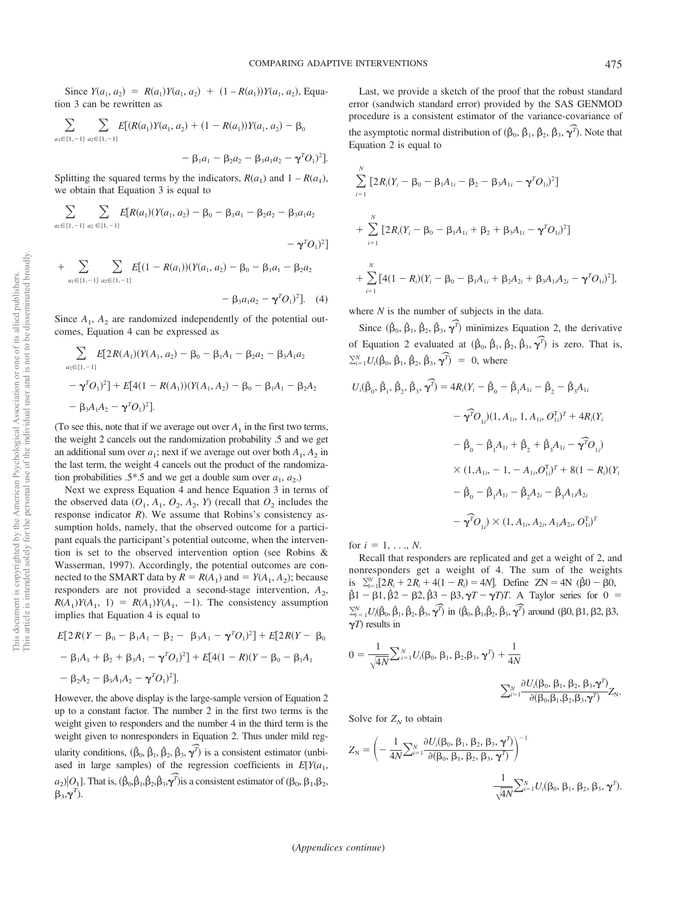Since $Y(a_1, a_2) = R(a_1)Y(a_1, a_2) + (1 - R(a_1))Y(a_1, a_2)$, Equation 3 can be rewritten as

$$\sum_{a_1 \in \{1,-1\}} \sum_{a_2 \in \{1,-1\}} E[(R(a_1)Y(a_1, a_2) + (1 - R(a_1))Y(a_1, a_2) - \beta_0 - \beta_1 a_1 - \beta_2 a_2 - \beta_3 a_1 a_2 - \boldsymbol{\gamma}^T O_1)^2].$$

Splitting the squared terms by the indicators, $R(a_1)$ and $1 - R(a_1)$, we obtain that Equation 3 is equal to

$$\sum_{a_1 \in \{1,-1\}} \sum_{a_2 \in \{1,-1\}} E[R(a_1)(Y(a_1, a_2) - \beta_0 - \beta_1 a_1 - \beta_2 a_2 - \beta_3 a_1 a_2 - \boldsymbol{\gamma}^T O_1)^2]$$
$$+ \sum_{a_1 \in \{1,-1\}} \sum_{a_2 \in \{1,-1\}} E[(1 - R(a_1))(Y(a_1, a_2) - \beta_0 - \beta_1 a_1 - \beta_2 a_2 - \beta_3 a_1 a_2 - \boldsymbol{\gamma}^T O_1)^2]. \quad (4)$$

Since $A_1$, $A_2$ are randomized independently of the potential outcomes, Equation 4 can be expressed as

$$\sum_{a_2 \in \{1,-1\}} E[2R(A_1)(Y(A_1, a_2) - \beta_0 - \beta_1 A_1 - \beta_2 a_2 - \beta_3 A_1 a_2 - \boldsymbol{\gamma}^T O_1)^2] + E[4(1 - R(A_1))(Y(A_1, A_2) - \beta_0 - \beta_1 A_1 - \beta_2 A_2 - \beta_3 A_1 A_2 - \boldsymbol{\gamma}^T O_1)^2].$$

(To see this, note that if we average out over $A_1$ in the first two terms, the weight 2 cancels out the randomization probability .5 and we get an additional sum over $a_1$; next if we average out over both $A_1$, $A_2$ in the last term, the weight 4 cancels out the product of the randomization probabilities .5*.5 and we get a double sum over $a_1$, $a_2$.)

Next we express Equation 4 and hence Equation 3 in terms of the observed data ($O_1$, $A_1$, $O_2$, $A_2$, $Y$) (recall that $O_2$ includes the response indicator $R$). We assume that Robins's consistency assumption holds, namely, that the observed outcome for a participant equals the participant's potential outcome, when the intervention is set to the observed intervention option (see Robins & Wasserman, 1997). Accordingly, the potential outcomes are connected to the SMART data by $R = R(A_1)$ and $= Y(A_1, A_2)$; because responders are not provided a second-stage intervention, $A_2$, $R(A_1)Y(A_1, 1) = R(A_1)Y(A_1, -1)$. The consistency assumption implies that Equation 4 is equal to

$$E[2R(Y - \beta_0 - \beta_1 A_1 - \beta_2 - \beta_3 A_1 - \boldsymbol{\gamma}^T O_1)^2] + E[2R(Y - \beta_0 - \beta_1 A_1 + \beta_2 + \beta_3 A_1 - \boldsymbol{\gamma}^T O_1)^2] + E[4(1 - R)(Y - \beta_0 - \beta_1 A_1 - \beta_2 A_2 - \beta_3 A_1 A_2 - \boldsymbol{\gamma}^T O_1)^2].$$

However, the above display is the large-sample version of Equation 2 up to a constant factor. The number 2 in the first two terms is the weight given to responders and the number 4 in the third term is the weight given to nonresponders in Equation 2. Thus under mild regularity conditions, $(\hat\beta_0, \hat\beta_1, \hat\beta_2, \hat\beta_3, \widehat{\boldsymbol{\gamma}^T})$ is a consistent estimator (unbiased in large samples) of the regression coefficients in $E[Y(a_1, a_2)|O_1]$. That is, $(\hat\beta_0, \hat\beta_1, \hat\beta_2, \hat\beta_3, \widehat{\boldsymbol{\gamma}^T})$ is a consistent estimator of $(\beta_0, \beta_1, \beta_2, \beta_3, \boldsymbol{\gamma}^T)$.

Last, we provide a sketch of the proof that the robust standard error (sandwich standard error) provided by the SAS GENMOD procedure is a consistent estimator of the variance-covariance of the asymptotic normal distribution of $(\hat\beta_0, \hat\beta_1, \hat\beta_2, \hat\beta_3, \widehat{\boldsymbol{\gamma}^T})$. Note that Equation 2 is equal to

$$\sum_{i=1}^{N} [2R_i(Y_i - \beta_0 - \beta_1 A_{1i} - \beta_2 - \beta_3 A_{1i} - \boldsymbol{\gamma}^T O_{1i})^2]$$
$$+ \sum_{i=1}^{N} [2R_i(Y_i - \beta_0 - \beta_1 A_{1i} + \beta_2 + \beta_3 A_{1i} - \boldsymbol{\gamma}^T O_{1i})^2]$$
$$+ \sum_{i=1}^{N} [4(1 - R_i)(Y_i - \beta_0 - \beta_1 A_{1i} + \beta_2 A_{2i} + \beta_3 A_1 A_{2i} - \boldsymbol{\gamma}^T O_{1i})^2],$$

where $N$ is the number of subjects in the data.

Since $(\hat\beta_0, \hat\beta_1, \hat\beta_2, \hat\beta_3, \widehat{\boldsymbol{\gamma}^T})$ minimizes Equation 2, the derivative of Equation 2 evaluated at $(\hat\beta_0, \hat\beta_1, \hat\beta_2, \hat\beta_3, \widehat{\boldsymbol{\gamma}^T})$ is zero. That is, $\sum_{i=1}^{N} U_i(\hat\beta_0, \hat\beta_1, \hat\beta_2, \hat\beta_3, \widehat{\boldsymbol{\gamma}^T}) = 0$, where

$$U_i(\hat\beta_0, \hat\beta_1, \hat\beta_2, \hat\beta_3, \widehat{\boldsymbol{\gamma}^T}) = 4R_i(Y_i - \hat\beta_0 - \hat\beta_1 A_{1i} - \hat\beta_2 - \hat\beta_3 A_{1i} - \widehat{\boldsymbol{\gamma}^T} O_{1i})(1, A_{1i}, 1, A_{1i}, O_{1i}^{\mathrm{T}})^T + 4R_i(Y_i - \hat\beta_0 - \hat\beta_1 A_{1i} + \hat\beta_2 + \hat\beta_3 A_{1i} - \widehat{\boldsymbol{\gamma}^T} O_{1i}) \times (1, A_{1i}, -1, -A_{1i}, O_{1i}^{\mathrm{T}})^T + 8(1 - R_i)(Y_i - \hat\beta_0 - \hat\beta_1 A_{1i} - \hat\beta_2 A_{2i} - \hat\beta_3 A_1 A_{2i} - \widehat{\boldsymbol{\gamma}^T} O_{1i}) \times (1, A_{1i}, A_{2i}, A_{1i}A_{2i}, O_{1i}^{\mathrm{T}})^T$$

for $i = 1, \ldots, N$.

Recall that responders are replicated and get a weight of 2, and nonresponders get a weight of 4. The sum of the weights is $\sum_{i=1}^{N}[2R_i + 2R_i + 4(1 - R_i) = 4N]$. Define $ZN = 4N$ $(\hat\beta 0 - \beta 0, \hat\beta 1 - \beta 1, \hat\beta 2 - \beta 2, \hat\beta 3 - \beta 3, \boldsymbol{\gamma} T - \boldsymbol{\gamma} T)T$. A Taylor series for $0 = \sum_{i=1}^{N} U_i(\hat\beta_0, \hat\beta_1, \hat\beta_2, \hat\beta_3, \widehat{\boldsymbol{\gamma}^T})$ in $(\hat\beta_0, \hat\beta_1, \hat\beta_2, \hat\beta_3, \widehat{\boldsymbol{\gamma}^T})$ around $(\beta 0, \beta 1, \beta 2, \beta 3, \boldsymbol{\gamma} T)$ results in

$$0 = \frac{1}{\sqrt{4N}} \sum_{i=1}^{N} U_i(\beta_0, \beta_1, \beta_2, \beta_3, \boldsymbol{\gamma}^T) + \frac{1}{4N} \sum_{i=1}^{N} \frac{\partial U_i(\beta_0, \beta_1, \beta_2, \beta_3, \boldsymbol{\gamma}^T)}{\partial(\beta_0, \beta_1, \beta_2, \beta_3, \boldsymbol{\gamma}^T)} Z_N.$$

Solve for $Z_N$ to obtain

$$Z_N = \left(-\frac{1}{4N} \sum_{i=1}^{N} \frac{\partial U_i(\beta_0, \beta_1, \beta_2, \beta_3, \boldsymbol{\gamma}^T)}{\partial(\beta_0, \beta_1, \beta_2, \beta_3, \boldsymbol{\gamma}^T)}\right)^{-1} \frac{1}{\sqrt{4N}} \sum_{i=1}^{N} U_i(\beta_0, \beta_1, \beta_2, \beta_3, \boldsymbol{\gamma}^T).$$

(*Appendices continue*)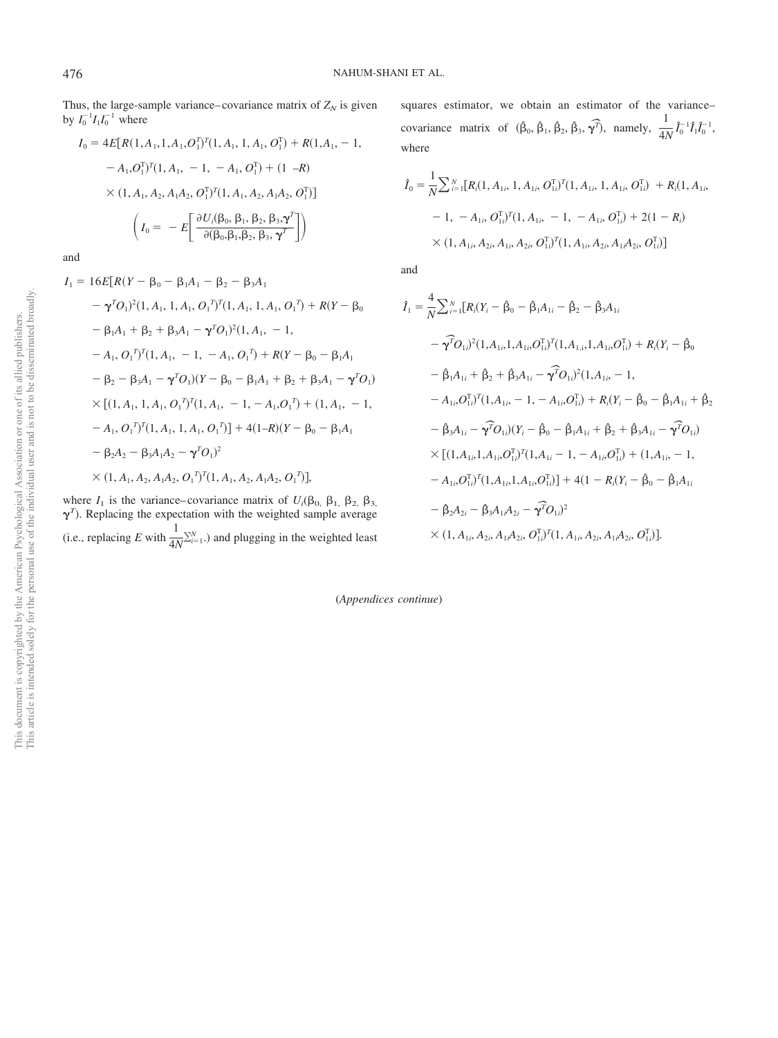Thus, the large-sample variance–covariance matrix of $Z_N$ is given by $I_0^{-1}I_1I_0^{-1}$ where

$$I_0 = 4E[R(1,A_1,1,A_1,O_1^{\mathrm{T}})^T(1,A_1,1,A_1,O_1^{\mathrm{T}}) + R(1,A_1,-1,-A_1,O_1^{\mathrm{T}})^T(1,A_1,-1,-A_1,O_1^{\mathrm{T}}) + (1-R) \times (1,A_1,A_2,A_1A_2,O_1^{\mathrm{T}})^T(1,A_1,A_2,A_1A_2,O_1^{\mathrm{T}})]$$

$$\left( I_0 = -E\left[ \frac{\partial U_i(\beta_0,\beta_1,\beta_2,\beta_3,\boldsymbol{\gamma}^T}{\partial(\beta_0,\beta_1,\beta_2,\beta_3,\boldsymbol{\gamma}^T} \right] \right)$$

and

$$I_1 = 16E[R(Y-\beta_0-\beta_1A_1-\beta_2-\beta_3A_1 - \boldsymbol{\gamma}^TO_1)^2(1,A_1,1,A_1,O_1{}^T)^T(1,A_1,1,A_1,O_1{}^T) + R(Y-\beta_0 - \beta_1A_1+\beta_2+\beta_3A_1-\boldsymbol{\gamma}^TO_1)^2(1,A_1,-1,-A_1,O_1{}^T)^T(1,A_1,-1,-A_1,O_1{}^T) + R(Y-\beta_0-\beta_1A_1 - \beta_2-\beta_3A_1-\boldsymbol{\gamma}^TO_1)(Y-\beta_0-\beta_1A_1+\beta_2+\beta_3A_1-\boldsymbol{\gamma}^TO_1) \times [(1,A_1,1,A_1,O_1{}^T)^T(1,A_1,-1,-A_1,O_1{}^T) + (1,A_1,-1,-A_1,O_1{}^T)^T(1,A_1,1,A_1,O_1{}^T)] + 4(1-R)(Y-\beta_0-\beta_1A_1 - \beta_2A_2-\beta_3A_1A_2-\boldsymbol{\gamma}^TO_1)^2 \times (1,A_1,A_2,A_1A_2,O_1{}^T)^T(1,A_1,A_2,A_1A_2,O_1{}^T)],$$

where $I_1$ is the variance–covariance matrix of $U_i(\beta_0,\beta_1,\beta_2,\beta_3,\boldsymbol{\gamma}^T)$. Replacing the expectation with the weighted sample average (i.e., replacing $E$ with $\frac{1}{4N}\sum_{i=1}^{N}.$) and plugging in the weighted least squares estimator, we obtain an estimator of the variance–covariance matrix of $(\hat\beta_0,\hat\beta_1,\hat\beta_2,\hat\beta_3,\widehat{\boldsymbol{\gamma}^T})$, namely, $\frac{1}{4N}\hat I_0^{-1}\hat I_1\hat I_0^{-1}$, where

$$\hat I_0 = \frac{1}{N}\sum_{i=1}^{N}[R_i(1,A_{1i},1,A_{1i},O_{1i}^{\mathrm{T}})^T(1,A_{1i},1,A_{1i},O_{1i}^{\mathrm{T}}) + R_i(1,A_{1i},-1,-A_{1i},O_{1i}^{\mathrm{T}})^T(1,A_{1i},-1,-A_{1i},O_{1i}^{\mathrm{T}}) + 2(1-R_i) \times (1,A_{1i},A_{2i},A_{1i},A_{2i},O_{1i}^{\mathrm{T}})^T(1,A_{1i},A_{2i},A_{1i}A_{2i},O_{1i}^{\mathrm{T}})]$$

and

$$\hat I_1 = \frac{4}{N}\sum_{i=1}^{N}[R_i(Y_i-\hat\beta_0-\hat\beta_1A_{1i}-\hat\beta_2-\hat\beta_3A_{1i} - \widehat{\boldsymbol{\gamma}^T}O_{1i})^2(1,A_{1i},1,A_{1i},O_{1i}^{\mathrm{T}})^T(1,A_{1,i},1,A_{1i},O_{1i}^{\mathrm{T}}) + R_i(Y_i-\hat\beta_0 - \hat\beta_1A_{1i}+\hat\beta_2+\hat\beta_3A_{1i}-\widehat{\boldsymbol{\gamma}^T}O_{1i})^2(1,A_{1i},-1, -A_{1i},O_{1i}^{\mathrm{T}})^T(1,A_{1i},-1,-A_{1i},O_{1i}^{\mathrm{T}}) + R_i(Y_i-\hat\beta_0-\hat\beta_1A_{1i}+\hat\beta_2 - \hat\beta_3A_{1i}-\widehat{\boldsymbol{\gamma}^T}O_{1i})(Y_i-\hat\beta_0-\hat\beta_1A_{1i}+\hat\beta_2+\hat\beta_3A_{1i}-\widehat{\boldsymbol{\gamma}^T}O_{1i}) \times [(1,A_{1i},1,A_{1i},O_{1i}^{\mathrm{T}})^T(1,A_{1i}-1,-A_{1i},O_{1i}^{\mathrm{T}}) + (1,A_{1i},-1, -A_{1i},O_{1i}^{\mathrm{T}})^T(1,A_{1i},1,A_{1i},O_{1i}^{\mathrm{T}})] + 4(1-R_i(Y_i-\hat\beta_0-\hat\beta_1A_{1i} - \hat\beta_2A_{2i}-\hat\beta_3A_{1i}A_{2i}-\widehat{\boldsymbol{\gamma}^T}O_{1i})^2 \times (1,A_{1i},A_{2i},A_{1i}A_{2i},O_{1i}^{\mathrm{T}})^T(1,A_{1i},A_{2i},A_{1i}A_{2i},O_{1i}^{\mathrm{T}})].$$

(*Appendices continue*)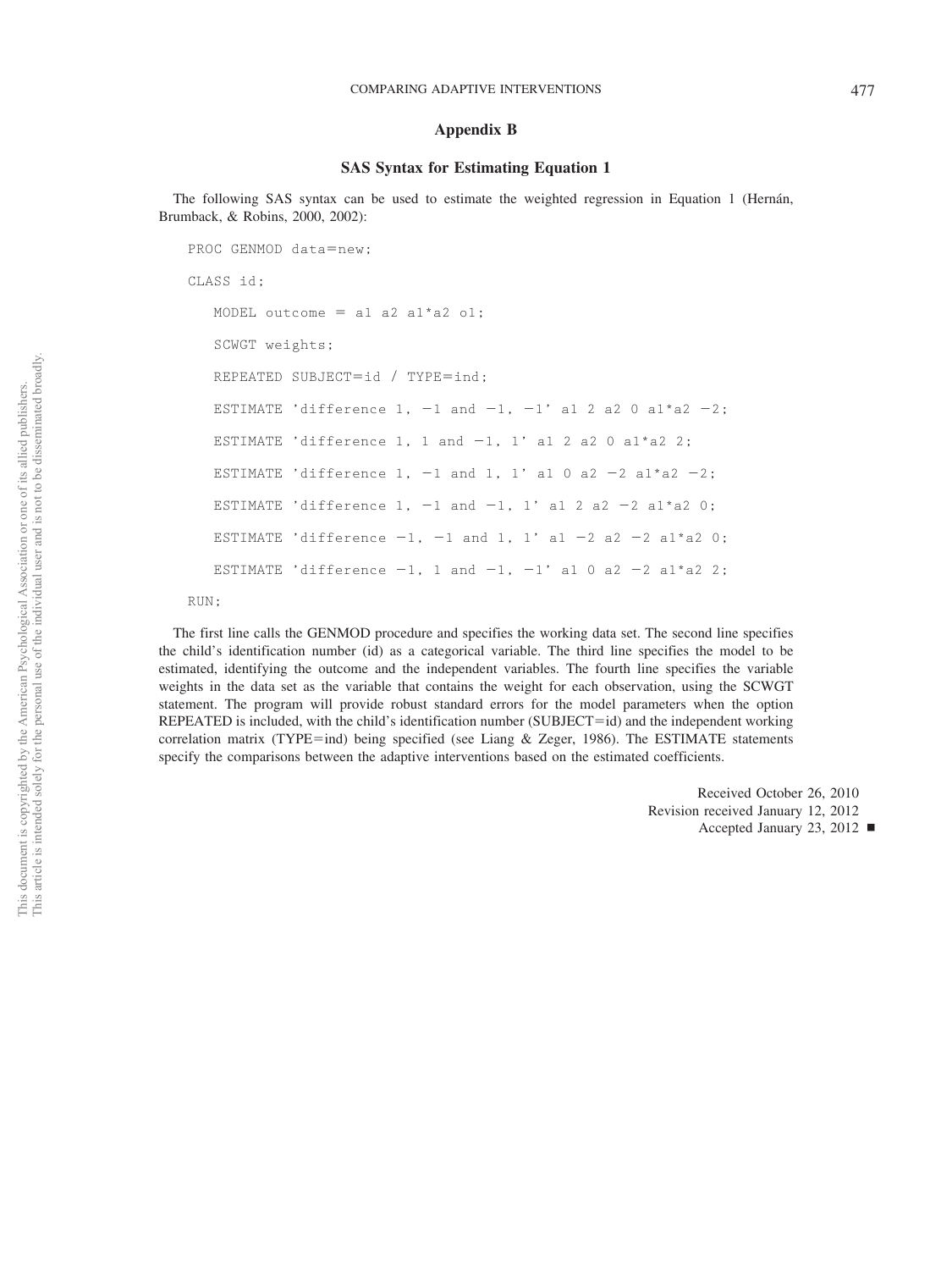## Appendix B

### SAS Syntax for Estimating Equation 1

The following SAS syntax can be used to estimate the weighted regression in Equation 1 (Hernán, Brumback, & Robins, 2000, 2002):

```
PROC GENMOD data=new;

CLASS id;

   MODEL outcome = a1 a2 a1*a2 o1;

   SCWGT weights;

   REPEATED SUBJECT=id / TYPE=ind;

   ESTIMATE 'difference 1, −1 and −1, −1' a1 2 a2 0 a1*a2 −2;

   ESTIMATE 'difference 1, 1 and −1, 1' a1 2 a2 0 a1*a2 2;

   ESTIMATE 'difference 1, −1 and 1, 1' a1 0 a2 −2 a1*a2 −2;

   ESTIMATE 'difference 1, −1 and −1, 1' a1 2 a2 −2 a1*a2 0;

   ESTIMATE 'difference −1, −1 and 1, 1' a1 −2 a2 −2 a1*a2 0;

   ESTIMATE 'difference −1, 1 and −1, −1' a1 0 a2 −2 a1*a2 2;

RUN;
```

The first line calls the GENMOD procedure and specifies the working data set. The second line specifies the child's identification number (id) as a categorical variable. The third line specifies the model to be estimated, identifying the outcome and the independent variables. The fourth line specifies the variable weights in the data set as the variable that contains the weight for each observation, using the SCWGT statement. The program will provide robust standard errors for the model parameters when the option REPEATED is included, with the child's identification number (SUBJECT=id) and the independent working correlation matrix (TYPE=ind) being specified (see Liang & Zeger, 1986). The ESTIMATE statements specify the comparisons between the adaptive interventions based on the estimated coefficients.

Received October 26, 2010
Revision received January 12, 2012
Accepted January 23, 2012 ■